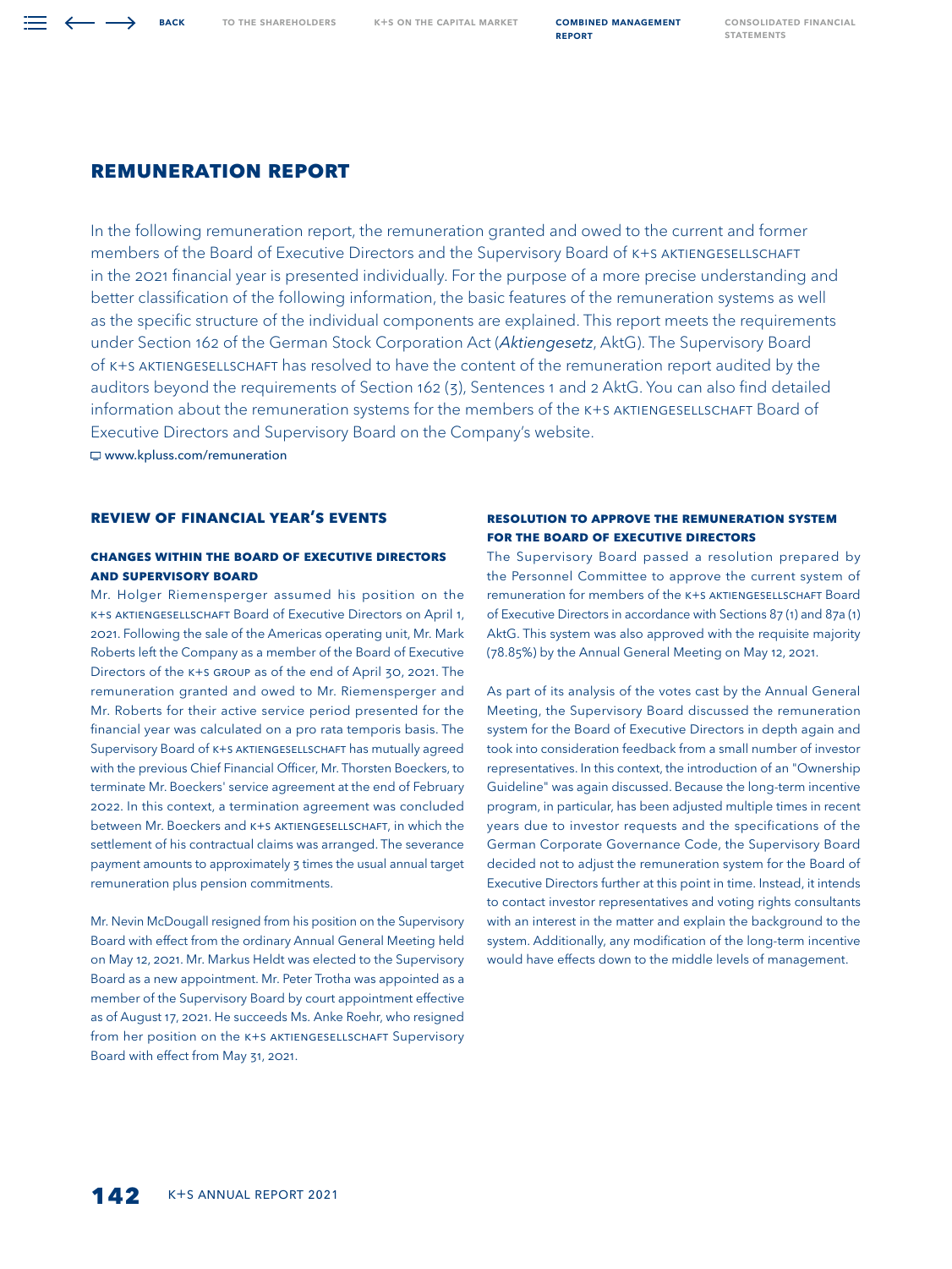# REMUNERATION REPORT

In the following remuneration report, the remuneration granted and owed to the current and former members of the Board of Executive Directors and the Supervisory Board of K+S AKTIENGESELLSCHAFT in the 2021 financial year is presented individually. For the purpose of a more precise understanding and better classification of the following information, the basic features of the remuneration systems as well as the specific structure of the individual components are explained. This report meets the requirements under Section 162 of the German Stock Corporation Act (*Aktiengesetz*, AktG). The Supervisory Board of K+S AKTIENGESELLSCHAFT has resolved to have the content of the remuneration report audited by the auditors beyond the requirements of Section 162 (3), Sentences 1 and 2 AktG. You can also find detailed information about the remuneration systems for the members of the K+S AKTIENGESELLSCHAFT Board of Executive Directors and Supervisory Board on the Company's website.

www.kpluss.com/remuneration

## REVIEW OF FINANCIAL YEAR'S EVENTS

### CHANGES WITHIN THE BOARD OF EXECUTIVE DIRECTORS AND SUPERVISORY BOARD

Mr. Holger Riemensperger assumed his position on the K+S AKTIENGESELLSCHAFT Board of Executive Directors on April 1, 2021. Following the sale of the Americas operating unit, Mr. Mark Roberts left the Company as a member of the Board of Executive Directors of the K+S GROUP as of the end of April 30, 2021. The remuneration granted and owed to Mr. Riemensperger and Mr. Roberts for their active service period presented for the financial year was calculated on a pro rata temporis basis. The Supervisory Board of K+S AKTIENGESELLSCHAFT has mutually agreed with the previous Chief Financial Officer, Mr. Thorsten Boeckers, to terminate Mr. Boeckers' service agreement at the end of February 2022. In this context, a termination agreement was concluded between Mr. Boeckers and K+S AKTIENGESELLSCHAFT, in which the settlement of his contractual claims was arranged. The severance payment amounts to approximately 3 times the usual annual target remuneration plus pension commitments.

Mr. Nevin McDougall resigned from his position on the Supervisory Board with effect from the ordinary Annual General Meeting held on May 12, 2021. Mr. Markus Heldt was elected to the Supervisory Board as a new appointment. Mr. Peter Trotha was appointed as a member of the Supervisory Board by court appointment effective as of August 17, 2021. He succeeds Ms. Anke Roehr, who resigned from her position on the K+S AKTIENGESELLSCHAFT Supervisory Board with effect from May 31, 2021.

### RESOLUTION TO APPROVE THE REMUNERATION SYSTEM FOR THE BOARD OF EXECUTIVE DIRECTORS

The Supervisory Board passed a resolution prepared by the Personnel Committee to approve the current system of remuneration for members of the K+S AKTIENGESELLSCHAFT Board of Executive Directors in accordance with Sections 87 (1) and 87a (1) AktG. This system was also approved with the requisite majority (78.85%) by the Annual General Meeting on May 12, 2021.

As part of its analysis of the votes cast by the Annual General Meeting, the Supervisory Board discussed the remuneration system for the Board of Executive Directors in depth again and took into consideration feedback from a small number of investor representatives. In this context, the introduction of an "Ownership Guideline" was again discussed. Because the long-term incentive program, in particular, has been adjusted multiple times in recent years due to investor requests and the specifications of the German Corporate Governance Code, the Supervisory Board decided not to adjust the remuneration system for the Board of Executive Directors further at this point in time. Instead, it intends to contact investor representatives and voting rights consultants with an interest in the matter and explain the background to the system. Additionally, any modification of the long-term incentive would have effects down to the middle levels of management.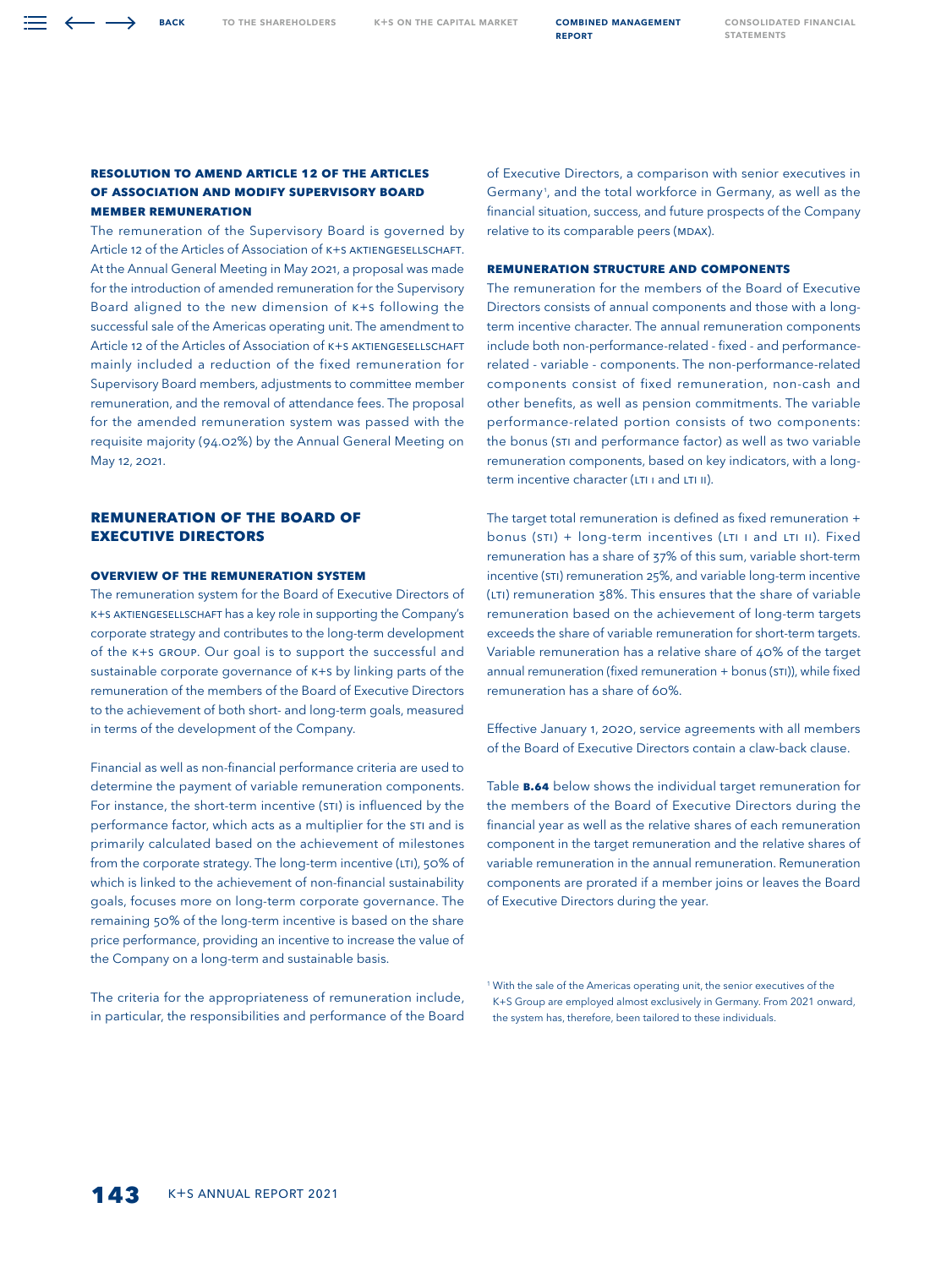### RESOLUTION TO AMEND ARTICLE 12 OF THE ARTICLES OF ASSOCIATION AND MODIFY SUPERVISORY BOARD MEMBER REMUNERATION

The remuneration of the Supervisory Board is governed by Article 12 of the Articles of Association of K+S AKTIENGESELLSCHAFT. At the Annual General Meeting in May 2021, a proposal was made for the introduction of amended remuneration for the Supervisory Board aligned to the new dimension of K+S following the successful sale of the Americas operating unit. The amendment to Article 12 of the Articles of Association of K+S AKTIENGESELLSCHAFT mainly included a reduction of the fixed remuneration for Supervisory Board members, adjustments to committee member remuneration, and the removal of attendance fees. The proposal for the amended remuneration system was passed with the requisite majority (94.02%) by the Annual General Meeting on May 12, 2021.

## REMUNERATION OF THE BOARD OF EXECUTIVE DIRECTORS

### OVERVIEW OF THE REMUNERATION SYSTEM

The remuneration system for the Board of Executive Directors of K+S AKTIENGESELLSCHAFT has a key role in supporting the Company's corporate strategy and contributes to the long-term development of the K+S GROUP. Our goal is to support the successful and sustainable corporate governance of K+S by linking parts of the remuneration of the members of the Board of Executive Directors to the achievement of both short- and long-term goals, measured in terms of the development of the Company.

Financial as well as non-financial performance criteria are used to determine the payment of variable remuneration components. For instance, the short-term incentive (STI) is influenced by the performance factor, which acts as a multiplier for the STI and is primarily calculated based on the achievement of milestones from the corporate strategy. The long-term incentive (LTI), 50% of which is linked to the achievement of non-financial sustainability goals, focuses more on long-term corporate governance. The remaining 50% of the long-term incentive is based on the share price performance, providing an incentive to increase the value of the Company on a long-term and sustainable basis.

The criteria for the appropriateness of remuneration include, in particular, the responsibilities and performance of the Board of Executive Directors, a comparison with senior executives in Germany[1], and the total workforce in Germany, as well as the financial situation, success, and future prospects of the Company relative to its comparable peers (MDAX).

### REMUNERATION STRUCTURE AND COMPONENTS

The remuneration for the members of the Board of Executive Directors consists of annual components and those with a long-term incentive character. The annual remuneration components include both non-performance-related - fixed - and performance-related - variable - components. The non-performance-related components consist of fixed remuneration, non-cash and other benefits, as well as pension commitments. The variable performance-related portion consists of two components: the bonus (STI and performance factor) as well as two variable remuneration components, based on key indicators, with a long-term incentive character (LTI I and LTI II).

The target total remuneration is defined as fixed remuneration + bonus (STI) + long-term incentives (LTI I and LTI II). Fixed remuneration has a share of 37% of this sum, variable short-term incentive (STI) remuneration 25%, and variable long-term incentive (LTI) remuneration 38%. This ensures that the share of variable remuneration based on the achievement of long-term targets exceeds the share of variable remuneration for short-term targets. Variable remuneration has a relative share of 40% of the target annual remuneration (fixed remuneration + bonus (STI)), while fixed remuneration has a share of 60%.

Effective January 1, 2020, service agreements with all members of the Board of Executive Directors contain a claw-back clause.

Table **B.64** below shows the individual target remuneration for the members of the Board of Executive Directors during the financial year as well as the relative shares of each remuneration component in the target remuneration and the relative shares of variable remuneration in the annual remuneration. Remuneration components are prorated if a member joins or leaves the Board of Executive Directors during the year.

[1] With the sale of the Americas operating unit, the senior executives of the K+S Group are employed almost exclusively in Germany. From 2021 onward, the system has, therefore, been tailored to these individuals.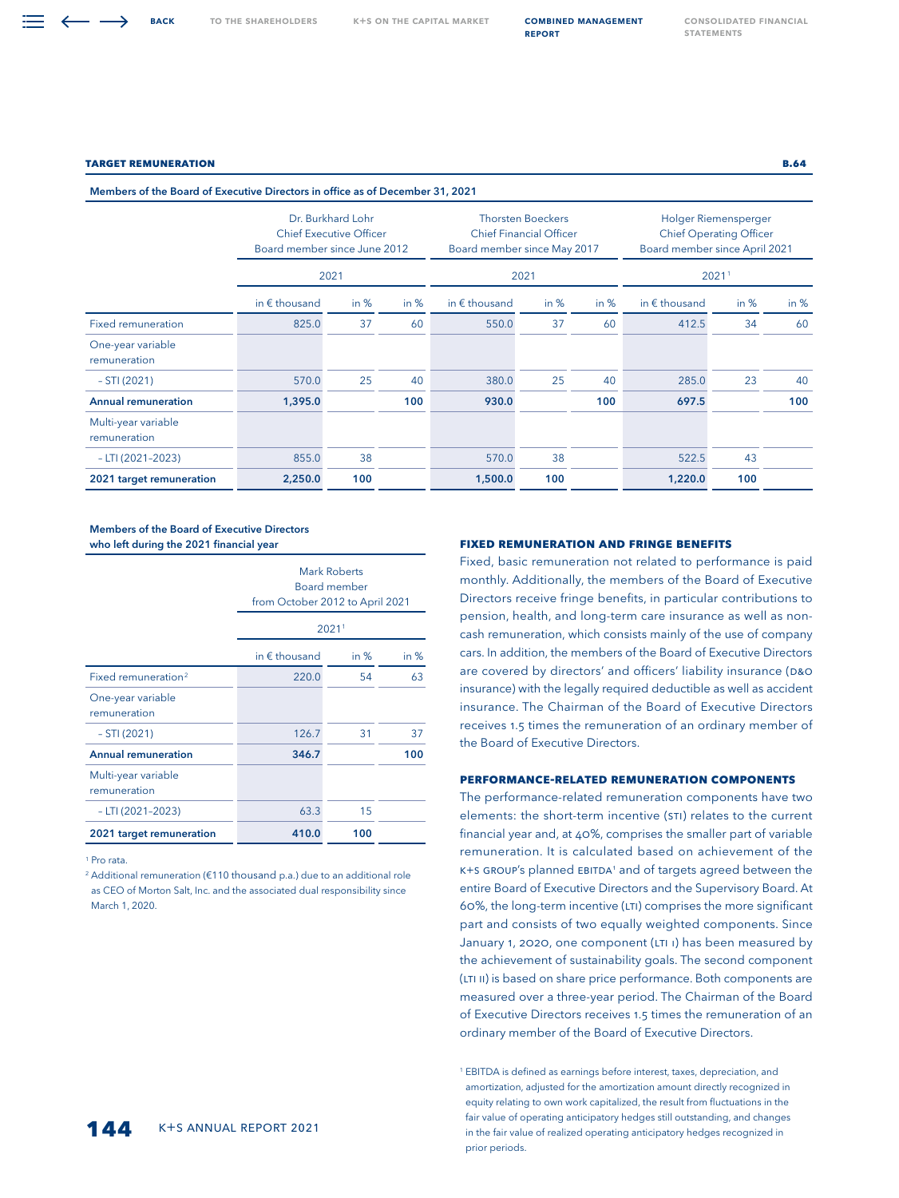**TARGET REMUNERATION** **B.64**

**Members of the Board of Executive Directors in office as of December 31, 2021**

| | Dr. Burkhard Lohr Chief Executive Officer Board member since June 2012 | | | Thorsten Boeckers Chief Financial Officer Board member since May 2017 | | | Holger Riemensperger Chief Operating Officer Board member since April 2021 | | |
|---|---|---|---|---|---|---|---|---|---|
| | 2021 | | | 2021 | | | 2021[1] | | |
| | in € thousand | in % | in % | in € thousand | in % | in % | in € thousand | in % | in % |
| Fixed remuneration | 825.0 | 37 | 60 | 550.0 | 37 | 60 | 412.5 | 34 | 60 |
| One-year variable remuneration | | | | | | | | | |
| – STI (2021) | 570.0 | 25 | 40 | 380.0 | 25 | 40 | 285.0 | 23 | 40 |
| **Annual remuneration** | **1,395.0** | | **100** | **930.0** | | **100** | **697.5** | | **100** |
| Multi-year variable remuneration | | | | | | | | | |
| – LTI (2021–2023) | 855.0 | 38 | | 570.0 | 38 | | 522.5 | 43 | |
| **2021 target remuneration** | **2,250.0** | **100** | | **1,500.0** | **100** | | **1,220.0** | **100** | |

**Members of the Board of Executive Directors who left during the 2021 financial year**

| | Mark Roberts Board member from October 2012 to April 2021 | | |
|---|---|---|---|
| | 2021[1] | | |
| | in € thousand | in % | in % |
| Fixed remuneration[2] | 220.0 | 54 | 63 |
| One-year variable remuneration | | | |
| – STI (2021) | 126.7 | 31 | 37 |
| **Annual remuneration** | **346.7** | | **100** |
| Multi-year variable remuneration | | | |
| – LTI (2021–2023) | 63.3 | 15 | |
| **2021 target remuneration** | **410.0** | **100** | |

[1] Pro rata.

[2] Additional remuneration (€110 thousand p.a.) due to an additional role as CEO of Morton Salt, Inc. and the associated dual responsibility since March 1, 2020.

### FIXED REMUNERATION AND FRINGE BENEFITS

Fixed, basic remuneration not related to performance is paid monthly. Additionally, the members of the Board of Executive Directors receive fringe benefits, in particular contributions to pension, health, and long-term care insurance as well as non-cash remuneration, which consists mainly of the use of company cars. In addition, the members of the Board of Executive Directors are covered by directors' and officers' liability insurance (D&O insurance) with the legally required deductible as well as accident insurance. The Chairman of the Board of Executive Directors receives 1.5 times the remuneration of an ordinary member of the Board of Executive Directors.

### PERFORMANCE-RELATED REMUNERATION COMPONENTS

The performance-related remuneration components have two elements: the short-term incentive (STI) relates to the current financial year and, at 40%, comprises the smaller part of variable remuneration. It is calculated based on achievement of the K+S GROUP's planned EBITDA[1] and of targets agreed between the entire Board of Executive Directors and the Supervisory Board. At 60%, the long-term incentive (LTI) comprises the more significant part and consists of two equally weighted components. Since January 1, 2020, one component (LTI I) has been measured by the achievement of sustainability goals. The second component (LTI II) is based on share price performance. Both components are measured over a three-year period. The Chairman of the Board of Executive Directors receives 1.5 times the remuneration of an ordinary member of the Board of Executive Directors.

[1] EBITDA is defined as earnings before interest, taxes, depreciation, and amortization, adjusted for the amortization amount directly recognized in equity relating to own work capitalized, the result from fluctuations in the fair value of operating anticipatory hedges still outstanding, and changes in the fair value of realized operating anticipatory hedges recognized in prior periods.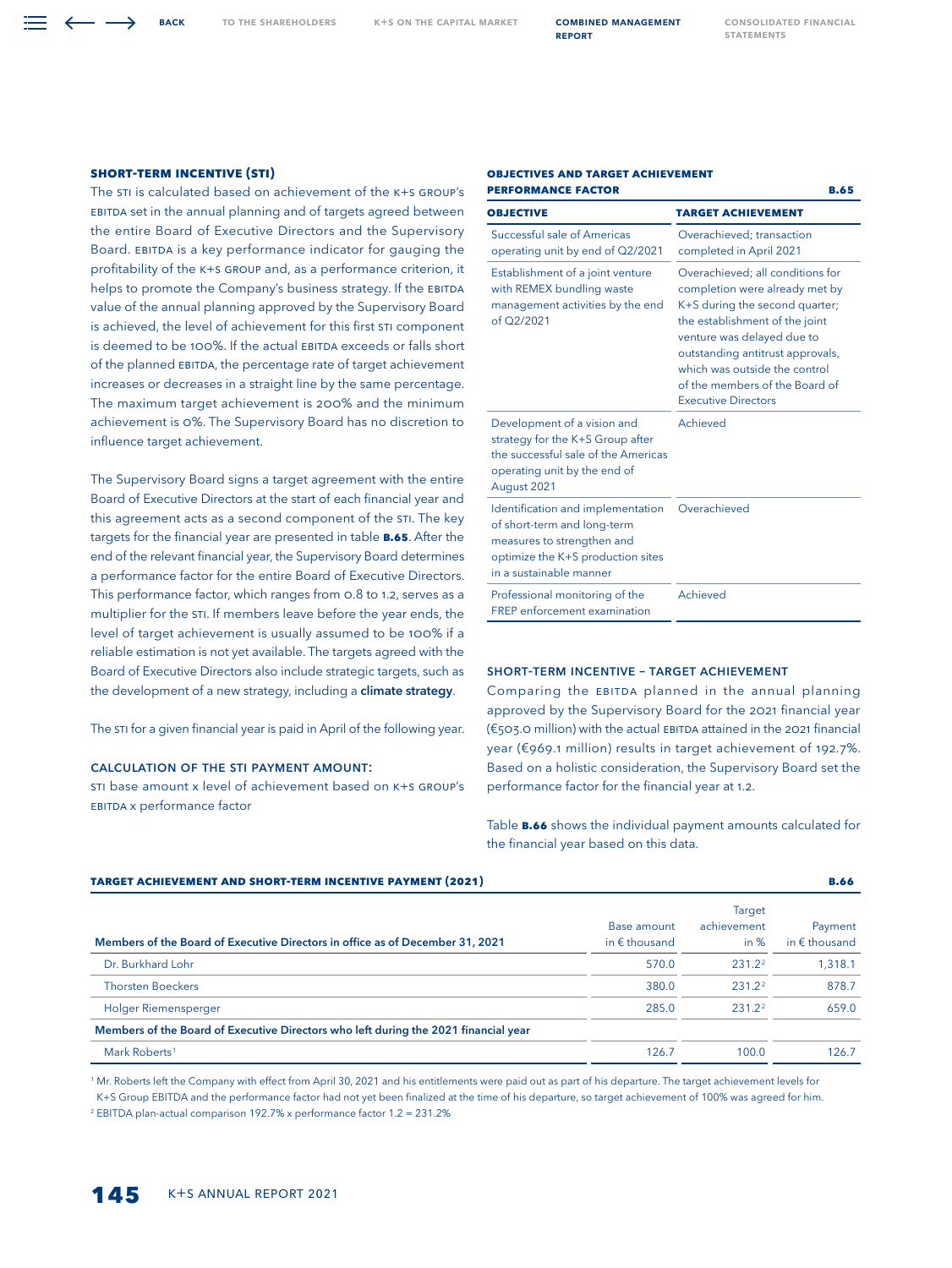### SHORT-TERM INCENTIVE (STI)

The STI is calculated based on achievement of the K+S GROUP's EBITDA set in the annual planning and of targets agreed between the entire Board of Executive Directors and the Supervisory Board. EBITDA is a key performance indicator for gauging the profitability of the K+S GROUP and, as a performance criterion, it helps to promote the Company's business strategy. If the EBITDA value of the annual planning approved by the Supervisory Board is achieved, the level of achievement for this first STI component is deemed to be 100%. If the actual EBITDA exceeds or falls short of the planned EBITDA, the percentage rate of target achievement increases or decreases in a straight line by the same percentage. The maximum target achievement is 200% and the minimum achievement is 0%. The Supervisory Board has no discretion to influence target achievement.

The Supervisory Board signs a target agreement with the entire Board of Executive Directors at the start of each financial year and this agreement acts as a second component of the STI. The key targets for the financial year are presented in table **B.65**. After the end of the relevant financial year, the Supervisory Board determines a performance factor for the entire Board of Executive Directors. This performance factor, which ranges from 0.8 to 1.2, serves as a multiplier for the STI. If members leave before the year ends, the level of target achievement is usually assumed to be 100% if a reliable estimation is not yet available. The targets agreed with the Board of Executive Directors also include strategic targets, such as the development of a new strategy, including a **climate strategy**.

The STI for a given financial year is paid in April of the following year.

#### CALCULATION OF THE STI PAYMENT AMOUNT:

STI base amount x level of achievement based on K+S GROUP's EBITDA x performance factor

**OBJECTIVES AND TARGET ACHIEVEMENT PERFORMANCE FACTOR** — **B.65**

| OBJECTIVE | TARGET ACHIEVEMENT |
|---|---|
| Successful sale of Americas operating unit by end of Q2/2021 | Overachieved; transaction completed in April 2021 |
| Establishment of a joint venture with REMEX bundling waste management activities by the end of Q2/2021 | Overachieved; all conditions for completion were already met by K+S during the second quarter; the establishment of the joint venture was delayed due to outstanding antitrust approvals, which was outside the control of the members of the Board of Executive Directors |
| Development of a vision and strategy for the K+S Group after the successful sale of the Americas operating unit by the end of August 2021 | Achieved |
| Identification and implementation of short-term and long-term measures to strengthen and optimize the K+S production sites in a sustainable manner | Overachieved |
| Professional monitoring of the FREP enforcement examination | Achieved |

#### SHORT-TERM INCENTIVE – TARGET ACHIEVEMENT

Comparing the EBITDA planned in the annual planning approved by the Supervisory Board for the 2021 financial year (€503.0 million) with the actual EBITDA attained in the 2021 financial year (€969.1 million) results in target achievement of 192.7%. Based on a holistic consideration, the Supervisory Board set the performance factor for the financial year at 1.2.

Table **B.66** shows the individual payment amounts calculated for the financial year based on this data.

**TARGET ACHIEVEMENT AND SHORT-TERM INCENTIVE PAYMENT (2021)** — **B.66**

| Members of the Board of Executive Directors in office as of December 31, 2021 | Base amount in € thousand | Target achievement in % | Payment in € thousand |
|---|---|---|---|
| Dr. Burkhard Lohr | 570.0 | 231.2[2] | 1,318.1 |
| Thorsten Boeckers | 380.0 | 231.2[2] | 878.7 |
| Holger Riemensperger | 285.0 | 231.2[2] | 659.0 |
| **Members of the Board of Executive Directors who left during the 2021 financial year** | | | |
| Mark Roberts[1] | 126.7 | 100.0 | 126.7 |

[1] Mr. Roberts left the Company with effect from April 30, 2021 and his entitlements were paid out as part of his departure. The target achievement levels for K+S Group EBITDA and the performance factor had not yet been finalized at the time of his departure, so target achievement of 100% was agreed for him.

[2] EBITDA plan-actual comparison 192.7% x performance factor 1.2 = 231.2%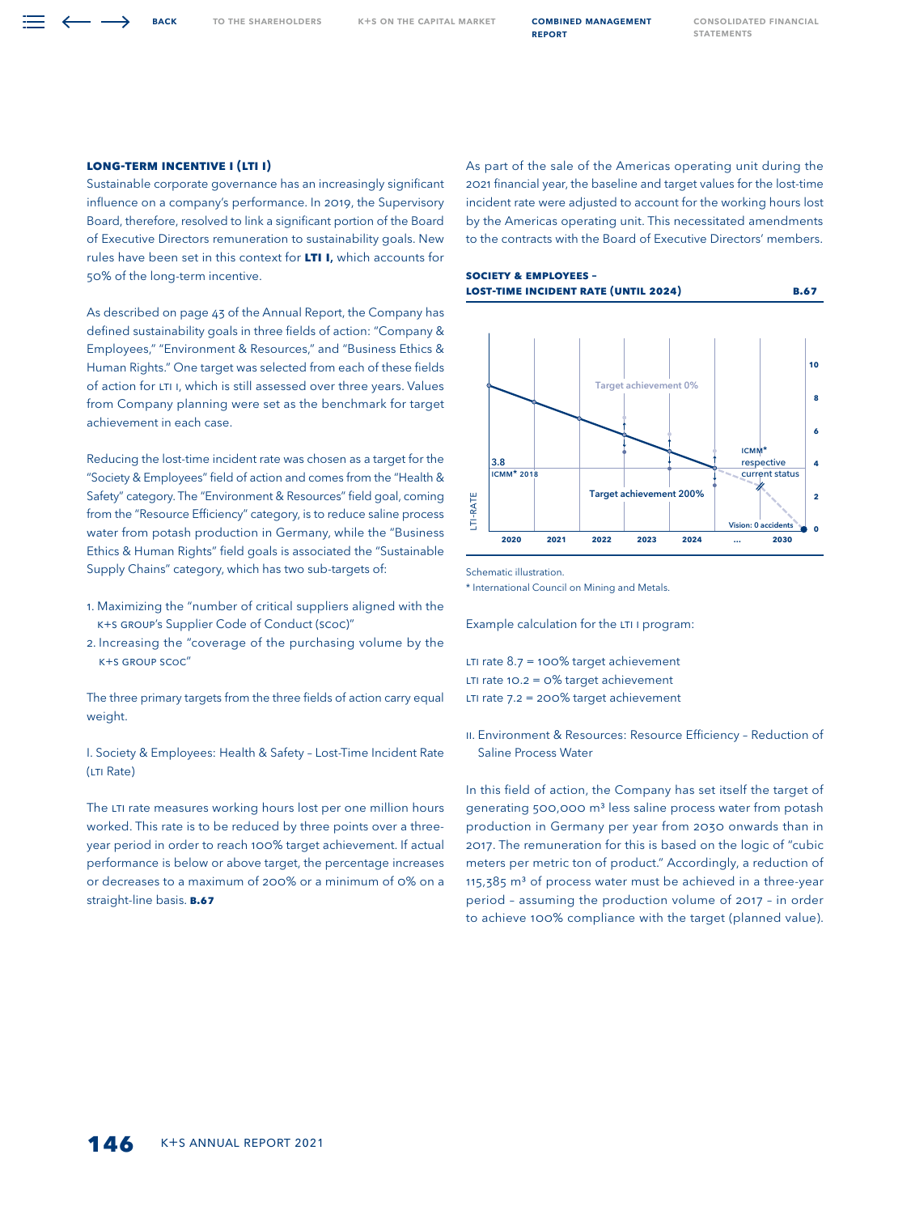### LONG-TERM INCENTIVE I (LTI I)

Sustainable corporate governance has an increasingly significant influence on a company's performance. In 2019, the Supervisory Board, therefore, resolved to link a significant portion of the Board of Executive Directors remuneration to sustainability goals. New rules have been set in this context for **LTI I,** which accounts for 50% of the long-term incentive.

As described on page 43 of the Annual Report, the Company has defined sustainability goals in three fields of action: "Company & Employees," "Environment & Resources," and "Business Ethics & Human Rights." One target was selected from each of these fields of action for LTI I, which is still assessed over three years. Values from Company planning were set as the benchmark for target achievement in each case.

Reducing the lost-time incident rate was chosen as a target for the "Society & Employees" field of action and comes from the "Health & Safety" category. The "Environment & Resources" field goal, coming from the "Resource Efficiency" category, is to reduce saline process water from potash production in Germany, while the "Business Ethics & Human Rights" field goals is associated the "Sustainable Supply Chains" category, which has two sub-targets of:

1. Maximizing the "number of critical suppliers aligned with the K+S GROUP's Supplier Code of Conduct (SCoC)"
2. Increasing the "coverage of the purchasing volume by the K+S GROUP SCoC"

The three primary targets from the three fields of action carry equal weight.

I. Society & Employees: Health & Safety – Lost-Time Incident Rate (LTI Rate)

The LTI rate measures working hours lost per one million hours worked. This rate is to be reduced by three points over a three-year period in order to reach 100% target achievement. If actual performance is below or above target, the percentage increases or decreases to a maximum of 200% or a minimum of 0% on a straight-line basis. **B.67**

As part of the sale of the Americas operating unit during the 2021 financial year, the baseline and target values for the lost-time incident rate were adjusted to account for the working hours lost by the Americas operating unit. This necessitated amendments to the contracts with the Board of Executive Directors' members.

**SOCIETY & EMPLOYEES – LOST-TIME INCIDENT RATE (UNTIL 2024)** **B.67**

Schematic illustration.

* International Council on Mining and Metals.

Example calculation for the LTI I program:

LTI rate 8.7 = 100% target achievement
LTI rate 10.2 = 0% target achievement
LTI rate 7.2 = 200% target achievement

II. Environment & Resources: Resource Efficiency – Reduction of Saline Process Water

In this field of action, the Company has set itself the target of generating 500,000 m³ less saline process water from potash production in Germany per year from 2030 onwards than in 2017. The remuneration for this is based on the logic of "cubic meters per metric ton of product." Accordingly, a reduction of 115,385 m³ of process water must be achieved in a three-year period – assuming the production volume of 2017 – in order to achieve 100% compliance with the target (planned value).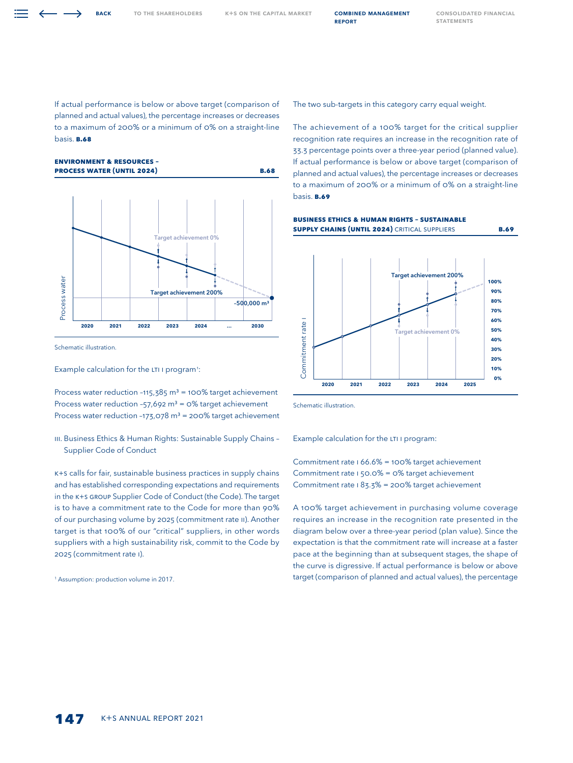If actual performance is below or above target (comparison of planned and actual values), the percentage increases or decreases to a maximum of 200% or a minimum of 0% on a straight-line basis. **B.68**

**ENVIRONMENT & RESOURCES – PROCESS WATER (UNTIL 2024)** **B.68**

Schematic illustration.

Example calculation for the LTI I program[1]:

Process water reduction –115,385 m³ = 100% target achievement
Process water reduction –57,692 m³ = 0% target achievement
Process water reduction –173,078 m³ = 200% target achievement

III. Business Ethics & Human Rights: Sustainable Supply Chains – Supplier Code of Conduct

K+S calls for fair, sustainable business practices in supply chains and has established corresponding expectations and requirements in the K+S GROUP Supplier Code of Conduct (the Code). The target is to have a commitment rate to the Code for more than 90% of our purchasing volume by 2025 (commitment rate II). Another target is that 100% of our "critical" suppliers, in other words suppliers with a high sustainability risk, commit to the Code by 2025 (commitment rate I).

[1] Assumption: production volume in 2017.

The two sub-targets in this category carry equal weight.

The achievement of a 100% target for the critical supplier recognition rate requires an increase in the recognition rate of 33.3 percentage points over a three-year period (planned value). If actual performance is below or above target (comparison of planned and actual values), the percentage increases or decreases to a maximum of 200% or a minimum of 0% on a straight-line basis. **B.69**

**BUSINESS ETHICS & HUMAN RIGHTS – SUSTAINABLE SUPPLY CHAINS (UNTIL 2024)** CRITICAL SUPPLIERS **B.69**

Schematic illustration.

Example calculation for the LTI I program:

Commitment rate I 66.6% = 100% target achievement
Commitment rate I 50.0% = 0% target achievement
Commitment rate I 83.3% = 200% target achievement

A 100% target achievement in purchasing volume coverage requires an increase in the recognition rate presented in the diagram below over a three-year period (plan value). Since the expectation is that the commitment rate will increase at a faster pace at the beginning than at subsequent stages, the shape of the curve is digressive. If actual performance is below or above target (comparison of planned and actual values), the percentage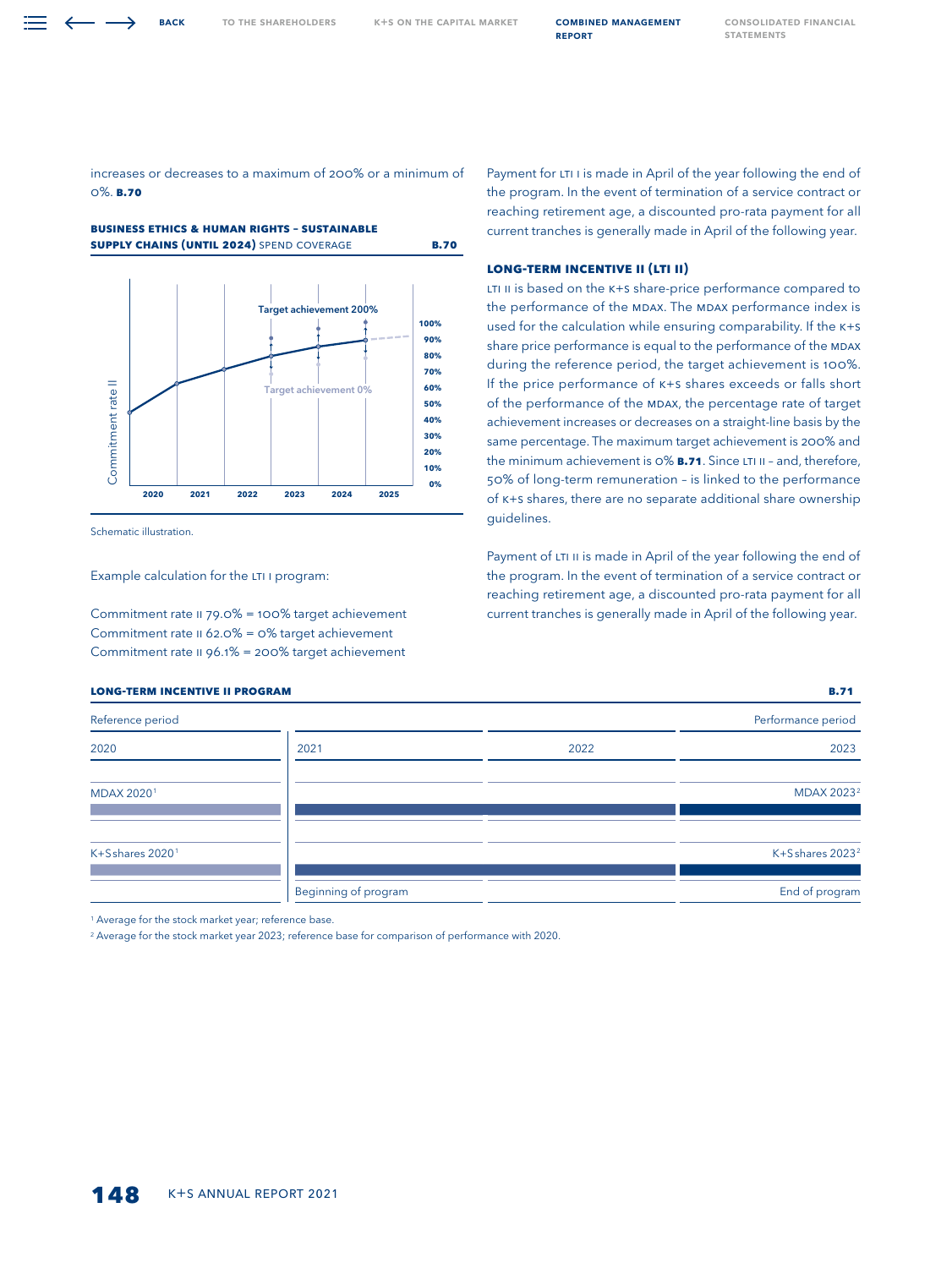increases or decreases to a maximum of 200% or a minimum of 0%. **B.70**

**BUSINESS ETHICS & HUMAN RIGHTS – SUSTAINABLE SUPPLY CHAINS (UNTIL 2024)** SPEND COVERAGE **B.70**

Target achievement 200%

Target achievement 0%

Commitment rate II

100%, 90%, 80%, 70%, 60%, 50%, 40%, 30%, 20%, 10%, 0%

2020, 2021, 2022, 2023, 2024, 2025

Schematic illustration.

Example calculation for the LTI I program:

Commitment rate II 79.0% = 100% target achievement
Commitment rate II 62.0% = 0% target achievement
Commitment rate II 96.1% = 200% target achievement

Payment for LTI I is made in April of the year following the end of the program. In the event of termination of a service contract or reaching retirement age, a discounted pro-rata payment for all current tranches is generally made in April of the following year.

#### LONG-TERM INCENTIVE II (LTI II)

LTI II is based on the K+S share-price performance compared to the performance of the MDAX. The MDAX performance index is used for the calculation while ensuring comparability. If the K+S share price performance is equal to the performance of the MDAX during the reference period, the target achievement is 100%. If the price performance of K+S shares exceeds or falls short of the performance of the MDAX, the percentage rate of target achievement increases or decreases on a straight-line basis by the same percentage. The maximum target achievement is 200% and the minimum achievement is 0% **B.71**. Since LTI II – and, therefore, 50% of long-term remuneration – is linked to the performance of K+S shares, there are no separate additional share ownership guidelines.

Payment of LTI II is made in April of the year following the end of the program. In the event of termination of a service contract or reaching retirement age, a discounted pro-rata payment for all current tranches is generally made in April of the following year.

**LONG-TERM INCENTIVE II PROGRAM** **B.71**

| Reference period | | | Performance period |
|---|---|---|---|
| 2020 | 2021 | 2022 | 2023 |
| MDAX 2020[1] | | | MDAX 2023[2] |
| K+S shares 2020[1] | | | K+S shares 2023[2] |
| | Beginning of program | | End of program |

[1] Average for the stock market year; reference base.
[2] Average for the stock market year 2023; reference base for comparison of performance with 2020.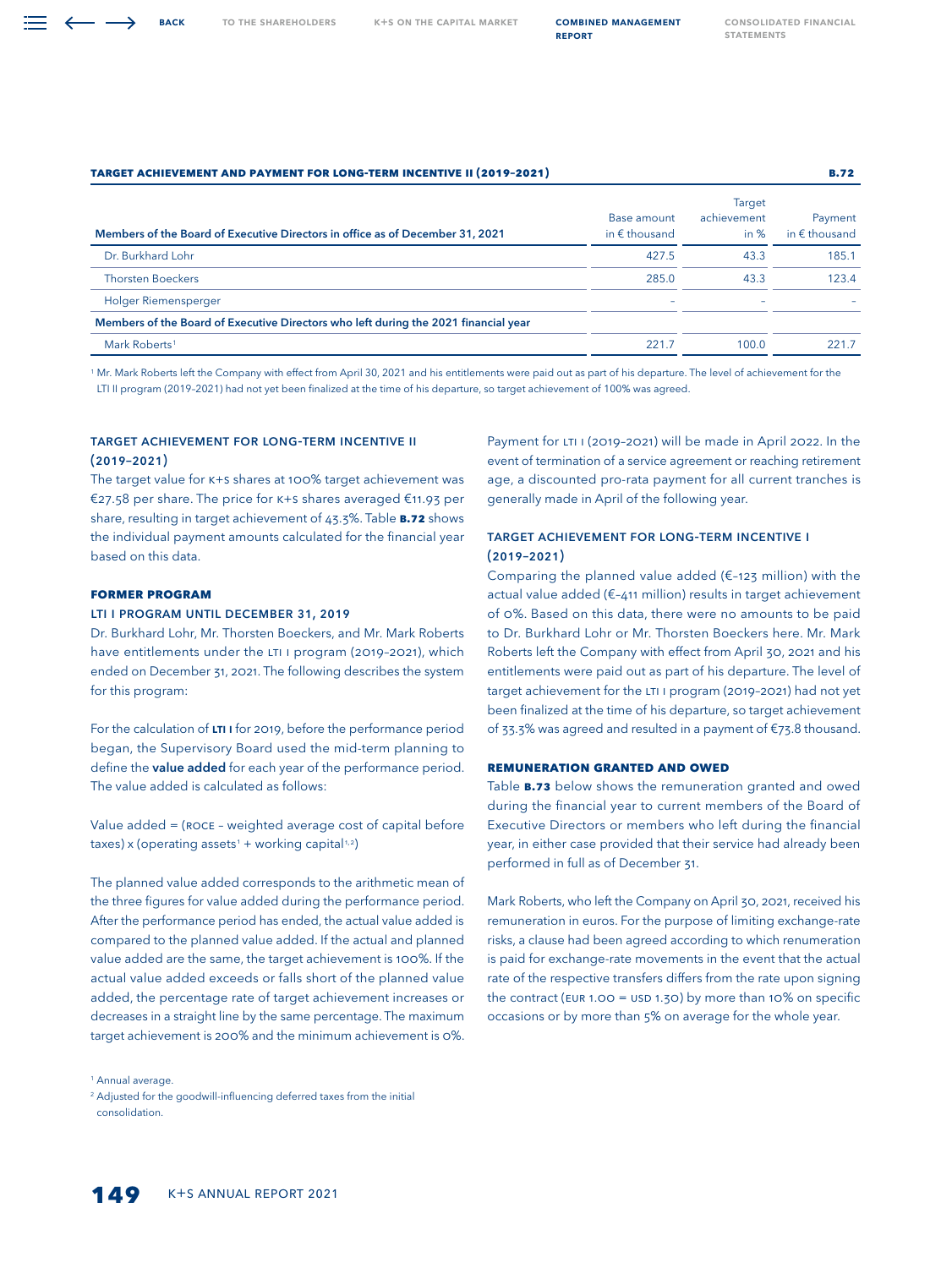**TARGET ACHIEVEMENT AND PAYMENT FOR LONG-TERM INCENTIVE II (2019–2021)** **B.72**

| Members of the Board of Executive Directors in office as of December 31, 2021 | Base amount in € thousand | Target achievement in % | Payment in € thousand |
|---|---|---|---|
| Dr. Burkhard Lohr | 427.5 | 43.3 | 185.1 |
| Thorsten Boeckers | 285.0 | 43.3 | 123.4 |
| Holger Riemensperger | – | – | – |
| **Members of the Board of Executive Directors who left during the 2021 financial year** | | | |
| Mark Roberts[1] | 221.7 | 100.0 | 221.7 |

[1] Mr. Mark Roberts left the Company with effect from April 30, 2021 and his entitlements were paid out as part of his departure. The level of achievement for the LTI II program (2019–2021) had not yet been finalized at the time of his departure, so target achievement of 100% was agreed.

### TARGET ACHIEVEMENT FOR LONG-TERM INCENTIVE II (2019–2021)

The target value for K+S shares at 100% target achievement was €27.58 per share. The price for K+S shares averaged €11.93 per share, resulting in target achievement of 43.3%. Table **B.72** shows the individual payment amounts calculated for the financial year based on this data.

## FORMER PROGRAM

### LTI I PROGRAM UNTIL DECEMBER 31, 2019

Dr. Burkhard Lohr, Mr. Thorsten Boeckers, and Mr. Mark Roberts have entitlements under the LTI I program (2019–2021), which ended on December 31, 2021. The following describes the system for this program:

For the calculation of **LTI I** for 2019, before the performance period began, the Supervisory Board used the mid-term planning to define the **value added** for each year of the performance period. The value added is calculated as follows:

Value added = (ROCE – weighted average cost of capital before taxes) x (operating assets[1] + working capital[1,2])

The planned value added corresponds to the arithmetic mean of the three figures for value added during the performance period. After the performance period has ended, the actual value added is compared to the planned value added. If the actual and planned value added are the same, the target achievement is 100%. If the actual value added exceeds or falls short of the planned value added, the percentage rate of target achievement increases or decreases in a straight line by the same percentage. The maximum target achievement is 200% and the minimum achievement is 0%.

[1] Annual average.

[2] Adjusted for the goodwill-influencing deferred taxes from the initial consolidation.

Payment for LTI I (2019–2021) will be made in April 2022. In the event of termination of a service agreement or reaching retirement age, a discounted pro-rata payment for all current tranches is generally made in April of the following year.

### TARGET ACHIEVEMENT FOR LONG-TERM INCENTIVE I (2019–2021)

Comparing the planned value added (€–123 million) with the actual value added (€–411 million) results in target achievement of 0%. Based on this data, there were no amounts to be paid to Dr. Burkhard Lohr or Mr. Thorsten Boeckers here. Mr. Mark Roberts left the Company with effect from April 30, 2021 and his entitlements were paid out as part of his departure. The level of target achievement for the LTI I program (2019–2021) had not yet been finalized at the time of his departure, so target achievement of 33.3% was agreed and resulted in a payment of €73.8 thousand.

## REMUNERATION GRANTED AND OWED

Table **B.73** below shows the remuneration granted and owed during the financial year to current members of the Board of Executive Directors or members who left during the financial year, in either case provided that their service had already been performed in full as of December 31.

Mark Roberts, who left the Company on April 30, 2021, received his remuneration in euros. For the purpose of limiting exchange-rate risks, a clause had been agreed according to which renumeration is paid for exchange-rate movements in the event that the actual rate of the respective transfers differs from the rate upon signing the contract (EUR 1.00 = USD 1.30) by more than 10% on specific occasions or by more than 5% on average for the whole year.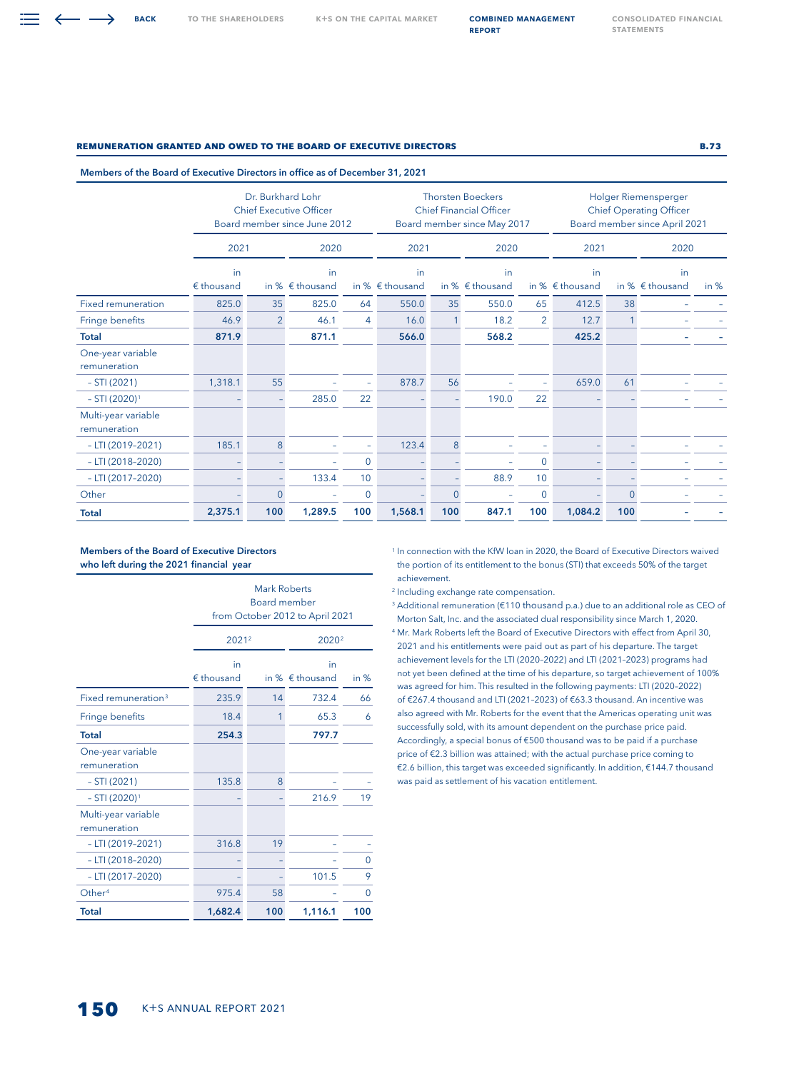**REMUNERATION GRANTED AND OWED TO THE BOARD OF EXECUTIVE DIRECTORS** B.73

**Members of the Board of Executive Directors in office as of December 31, 2021**

| | Dr. Burkhard Lohr Chief Executive Officer Board member since June 2012 | | | | Thorsten Boeckers Chief Financial Officer Board member since May 2017 | | | | Holger Riemensperger Chief Operating Officer Board member since April 2021 | | | |
|---|---|---|---|---|---|---|---|---|---|---|---|---|
| | 2021 | | 2020 | | 2021 | | 2020 | | 2021 | | 2020 | |
| | in € thousand | in % | in € thousand | in % | in € thousand | in % | in € thousand | in % | in € thousand | in % | in € thousand | in % |
| Fixed remuneration | 825.0 | 35 | 825.0 | 64 | 550.0 | 35 | 550.0 | 65 | 412.5 | 38 | – | – |
| Fringe benefits | 46.9 | 2 | 46.1 | 4 | 16.0 | 1 | 18.2 | 2 | 12.7 | 1 | – | – |
| **Total** | **871.9** | | **871.1** | | **566.0** | | **568.2** | | **425.2** | | **–** | **–** |
| One-year variable remuneration | | | | | | | | | | | | |
| – STI (2021) | 1,318.1 | 55 | – | – | 878.7 | 56 | – | – | 659.0 | 61 | – | – |
| – STI (2020)[1] | – | – | 285.0 | 22 | – | – | 190.0 | 22 | – | – | – | – |
| Multi-year variable remuneration | | | | | | | | | | | | |
| – LTI (2019–2021) | 185.1 | 8 | – | – | 123.4 | 8 | – | – | – | – | – | – |
| – LTI (2018–2020) | – | – | – | 0 | – | – | – | 0 | – | – | – | – |
| – LTI (2017–2020) | – | – | 133.4 | 10 | – | – | 88.9 | 10 | – | – | – | – |
| Other | – | 0 | – | 0 | – | 0 | – | 0 | – | 0 | – | – |
| **Total** | **2,375.1** | **100** | **1,289.5** | **100** | **1,568.1** | **100** | **847.1** | **100** | **1,084.2** | **100** | **–** | **–** |

**Members of the Board of Executive Directors who left during the 2021 financial year**

| | Mark Roberts Board member from October 2012 to April 2021 | | | |
|---|---|---|---|---|
| | 2021[2] | | 2020[2] | |
| | in € thousand | in % | in € thousand | in % |
| Fixed remuneration[3] | 235.9 | 14 | 732.4 | 66 |
| Fringe benefits | 18.4 | 1 | 65.3 | 6 |
| **Total** | **254.3** | | **797.7** | |
| One-year variable remuneration | | | | |
| – STI (2021) | 135.8 | 8 | – | – |
| – STI (2020)[1] | – | – | 216.9 | 19 |
| Multi-year variable remuneration | | | | |
| – LTI (2019–2021) | 316.8 | 19 | – | – |
| – LTI (2018–2020) | – | – | – | 0 |
| – LTI (2017–2020) | – | – | 101.5 | 9 |
| Other[4] | 975.4 | 58 | – | 0 |
| **Total** | **1,682.4** | **100** | **1,116.1** | **100** |

[1] In connection with the KfW loan in 2020, the Board of Executive Directors waived the portion of its entitlement to the bonus (STI) that exceeds 50% of the target achievement.

[2] Including exchange rate compensation.

[3] Additional remuneration (€110 thousand p.a.) due to an additional role as CEO of Morton Salt, Inc. and the associated dual responsibility since March 1, 2020.

[4] Mr. Mark Roberts left the Board of Executive Directors with effect from April 30, 2021 and his entitlements were paid out as part of his departure. The target achievement levels for the LTI (2020–2022) and LTI (2021–2023) programs had not yet been defined at the time of his departure, so target achievement of 100% was agreed for him. This resulted in the following payments: LTI (2020–2022) of €267.4 thousand and LTI (2021–2023) of €63.3 thousand. An incentive was also agreed with Mr. Roberts for the event that the Americas operating unit was successfully sold, with its amount dependent on the purchase price paid. Accordingly, a special bonus of €500 thousand was to be paid if a purchase price of €2.3 billion was attained; with the actual purchase price coming to €2.6 billion, this target was exceeded significantly. In addition, €144.7 thousand was paid as settlement of his vacation entitlement.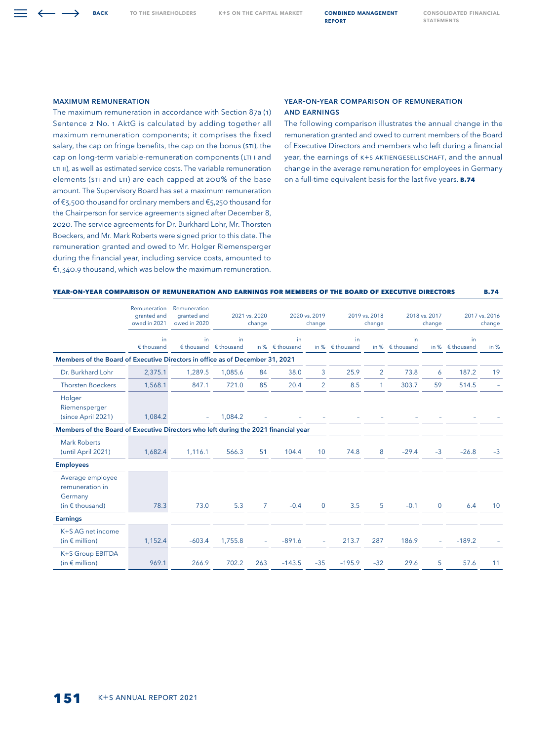### MAXIMUM REMUNERATION

The maximum remuneration in accordance with Section 87a (1) Sentence 2 No. 1 AktG is calculated by adding together all maximum remuneration components; it comprises the fixed salary, the cap on fringe benefits, the cap on the bonus (STI), the cap on long-term variable-remuneration components (LTI I and LTI II), as well as estimated service costs. The variable remuneration elements (STI and LTI) are each capped at 200% of the base amount. The Supervisory Board has set a maximum remuneration of €3,500 thousand for ordinary members and €5,250 thousand for the Chairperson for service agreements signed after December 8, 2020. The service agreements for Dr. Burkhard Lohr, Mr. Thorsten Boeckers, and Mr. Mark Roberts were signed prior to this date. The remuneration granted and owed to Mr. Holger Riemensperger during the financial year, including service costs, amounted to €1,340.9 thousand, which was below the maximum remuneration.

### YEAR-ON-YEAR COMPARISON OF REMUNERATION AND EARNINGS

The following comparison illustrates the annual change in the remuneration granted and owed to current members of the Board of Executive Directors and members who left during a financial year, the earnings of K+S AKTIENGESELLSCHAFT, and the annual change in the average remuneration for employees in Germany on a full-time equivalent basis for the last five years. **B.74**

**YEAR-ON-YEAR COMPARISON OF REMUNERATION AND EARNINGS FOR MEMBERS OF THE BOARD OF EXECUTIVE DIRECTORS** **B.74**

| | Remuneration granted and owed in 2021 | Remuneration granted and owed in 2020 | 2021 vs. 2020 change | | 2020 vs. 2019 change | | 2019 vs. 2018 change | | 2018 vs. 2017 change | | 2017 vs. 2016 change | |
|---|---|---|---|---|---|---|---|---|---|---|---|---|
| | in € thousand | in € thousand | in € thousand | in % | in € thousand | in % | in € thousand | in % | in € thousand | in % | in € thousand | in % |
| **Members of the Board of Executive Directors in office as of December 31, 2021** | | | | | | | | | | | | |
| Dr. Burkhard Lohr | 2,375.1 | 1,289.5 | 1,085.6 | 84 | 38.0 | 3 | 25.9 | 2 | 73.8 | 6 | 187.2 | 19 |
| Thorsten Boeckers | 1,568.1 | 847.1 | 721.0 | 85 | 20.4 | 2 | 8.5 | 1 | 303.7 | 59 | 514.5 | – |
| Holger Riemensperger (since April 2021) | 1,084.2 | – | 1,084.2 | – | – | – | – | – | – | – | – | – |
| **Members of the Board of Executive Directors who left during the 2021 financial year** | | | | | | | | | | | | |
| Mark Roberts (until April 2021) | 1,682.4 | 1,116.1 | 566.3 | 51 | 104.4 | 10 | 74.8 | 8 | –29.4 | –3 | –26.8 | –3 |
| **Employees** | | | | | | | | | | | | |
| Average employee remuneration in Germany (in € thousand) | 78.3 | 73.0 | 5.3 | 7 | –0.4 | 0 | 3.5 | 5 | –0.1 | 0 | 6.4 | 10 |
| **Earnings** | | | | | | | | | | | | |
| K+S AG net income (in € million) | 1,152.4 | –603.4 | 1,755.8 | – | –891.6 | – | 213.7 | 287 | 186.9 | – | –189.2 | – |
| K+S Group EBITDA (in € million) | 969.1 | 266.9 | 702.2 | 263 | –143.5 | –35 | –195.9 | –32 | 29.6 | 5 | 57.6 | 11 |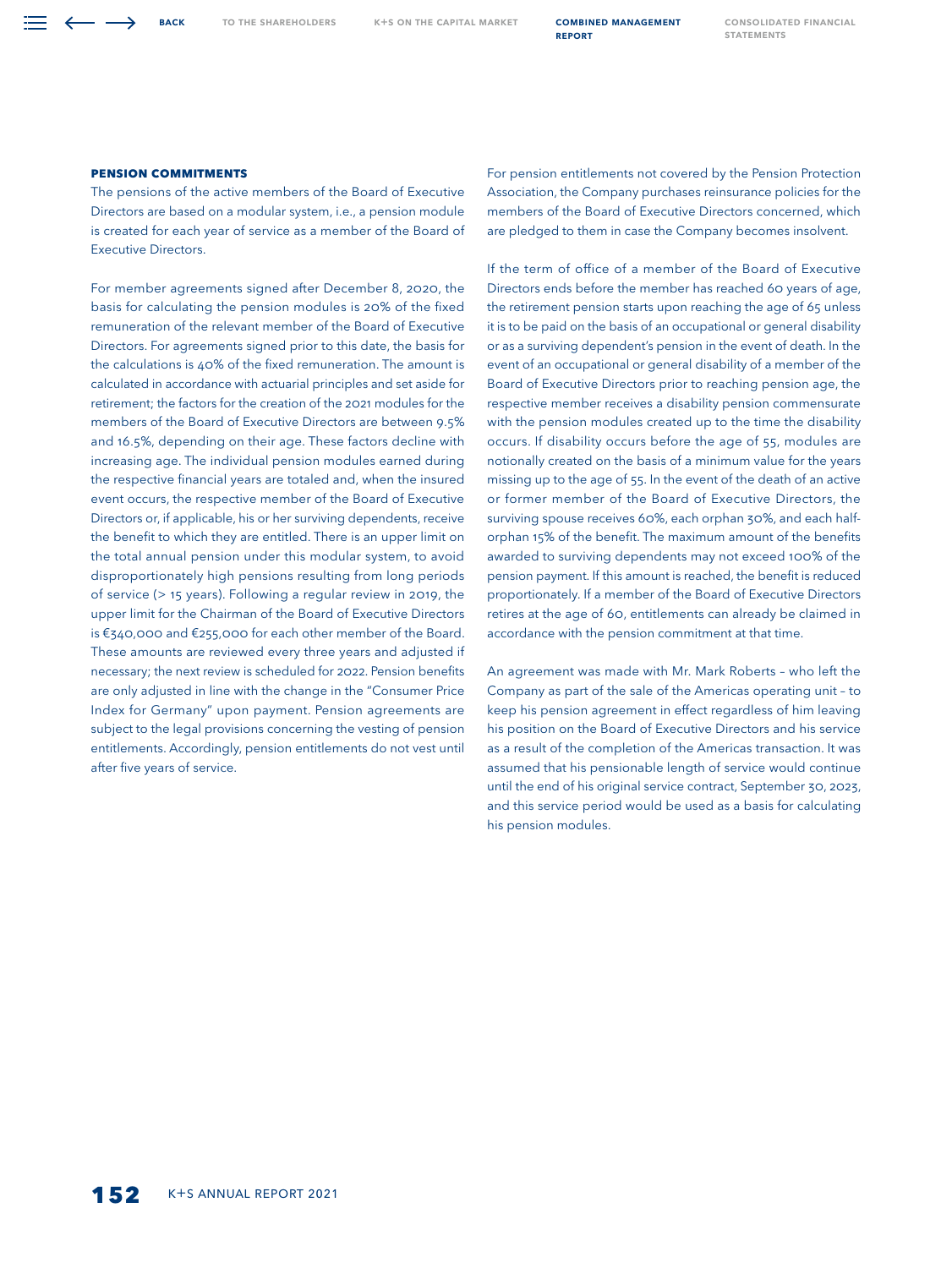### PENSION COMMITMENTS

The pensions of the active members of the Board of Executive Directors are based on a modular system, i.e., a pension module is created for each year of service as a member of the Board of Executive Directors.

For member agreements signed after December 8, 2020, the basis for calculating the pension modules is 20% of the fixed remuneration of the relevant member of the Board of Executive Directors. For agreements signed prior to this date, the basis for the calculations is 40% of the fixed remuneration. The amount is calculated in accordance with actuarial principles and set aside for retirement; the factors for the creation of the 2021 modules for the members of the Board of Executive Directors are between 9.5% and 16.5%, depending on their age. These factors decline with increasing age. The individual pension modules earned during the respective financial years are totaled and, when the insured event occurs, the respective member of the Board of Executive Directors or, if applicable, his or her surviving dependents, receive the benefit to which they are entitled. There is an upper limit on the total annual pension under this modular system, to avoid disproportionately high pensions resulting from long periods of service (> 15 years). Following a regular review in 2019, the upper limit for the Chairman of the Board of Executive Directors is €340,000 and €255,000 for each other member of the Board. These amounts are reviewed every three years and adjusted if necessary; the next review is scheduled for 2022. Pension benefits are only adjusted in line with the change in the "Consumer Price Index for Germany" upon payment. Pension agreements are subject to the legal provisions concerning the vesting of pension entitlements. Accordingly, pension entitlements do not vest until after five years of service.

For pension entitlements not covered by the Pension Protection Association, the Company purchases reinsurance policies for the members of the Board of Executive Directors concerned, which are pledged to them in case the Company becomes insolvent.

If the term of office of a member of the Board of Executive Directors ends before the member has reached 60 years of age, the retirement pension starts upon reaching the age of 65 unless it is to be paid on the basis of an occupational or general disability or as a surviving dependent's pension in the event of death. In the event of an occupational or general disability of a member of the Board of Executive Directors prior to reaching pension age, the respective member receives a disability pension commensurate with the pension modules created up to the time the disability occurs. If disability occurs before the age of 55, modules are notionally created on the basis of a minimum value for the years missing up to the age of 55. In the event of the death of an active or former member of the Board of Executive Directors, the surviving spouse receives 60%, each orphan 30%, and each half-orphan 15% of the benefit. The maximum amount of the benefits awarded to surviving dependents may not exceed 100% of the pension payment. If this amount is reached, the benefit is reduced proportionately. If a member of the Board of Executive Directors retires at the age of 60, entitlements can already be claimed in accordance with the pension commitment at that time.

An agreement was made with Mr. Mark Roberts – who left the Company as part of the sale of the Americas operating unit – to keep his pension agreement in effect regardless of him leaving his position on the Board of Executive Directors and his service as a result of the completion of the Americas transaction. It was assumed that his pensionable length of service would continue until the end of his original service contract, September 30, 2023, and this service period would be used as a basis for calculating his pension modules.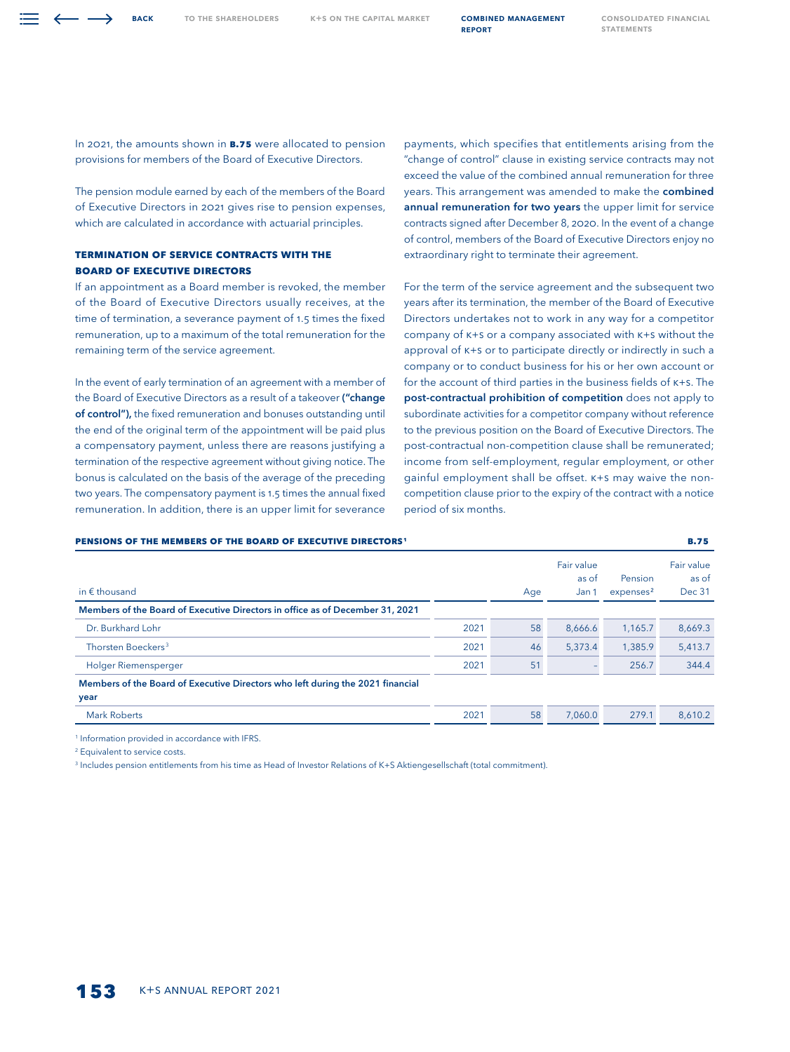In 2021, the amounts shown in **B.75** were allocated to pension provisions for members of the Board of Executive Directors.

The pension module earned by each of the members of the Board of Executive Directors in 2021 gives rise to pension expenses, which are calculated in accordance with actuarial principles.

### TERMINATION OF SERVICE CONTRACTS WITH THE BOARD OF EXECUTIVE DIRECTORS

If an appointment as a Board member is revoked, the member of the Board of Executive Directors usually receives, at the time of termination, a severance payment of 1.5 times the fixed remuneration, up to a maximum of the total remuneration for the remaining term of the service agreement.

In the event of early termination of an agreement with a member of the Board of Executive Directors as a result of a takeover **("change of control"),** the fixed remuneration and bonuses outstanding until the end of the original term of the appointment will be paid plus a compensatory payment, unless there are reasons justifying a termination of the respective agreement without giving notice. The bonus is calculated on the basis of the average of the preceding two years. The compensatory payment is 1.5 times the annual fixed remuneration. In addition, there is an upper limit for severance payments, which specifies that entitlements arising from the "change of control" clause in existing service contracts may not exceed the value of the combined annual remuneration for three years. This arrangement was amended to make the **combined annual remuneration for two years** the upper limit for service contracts signed after December 8, 2020. In the event of a change of control, members of the Board of Executive Directors enjoy no extraordinary right to terminate their agreement.

For the term of the service agreement and the subsequent two years after its termination, the member of the Board of Executive Directors undertakes not to work in any way for a competitor company of K+S or a company associated with K+S without the approval of K+S or to participate directly or indirectly in such a company or to conduct business for his or her own account or for the account of third parties in the business fields of K+S. The **post-contractual prohibition of competition** does not apply to subordinate activities for a competitor company without reference to the previous position on the Board of Executive Directors. The post-contractual non-competition clause shall be remunerated; income from self-employment, regular employment, or other gainful employment shall be offset. K+S may waive the non-competition clause prior to the expiry of the contract with a notice period of six months.

**PENSIONS OF THE MEMBERS OF THE BOARD OF EXECUTIVE DIRECTORS[1]** — **B.75**

| in € thousand | | Age | Fair value as of Jan 1 | Pension expenses[2] | Fair value as of Dec 31 |
|---|---|---|---|---|---|
| **Members of the Board of Executive Directors in office as of December 31, 2021** | | | | | |
| Dr. Burkhard Lohr | 2021 | 58 | 8,666.6 | 1,165.7 | 8,669.3 |
| Thorsten Boeckers[3] | 2021 | 46 | 5,373.4 | 1,385.9 | 5,413.7 |
| Holger Riemensperger | 2021 | 51 | – | 256.7 | 344.4 |
| **Members of the Board of Executive Directors who left during the 2021 financial year** | | | | | |
| Mark Roberts | 2021 | 58 | 7,060.0 | 279.1 | 8,610.2 |

[1] Information provided in accordance with IFRS.

[2] Equivalent to service costs.

[3] Includes pension entitlements from his time as Head of Investor Relations of K+S Aktiengesellschaft (total commitment).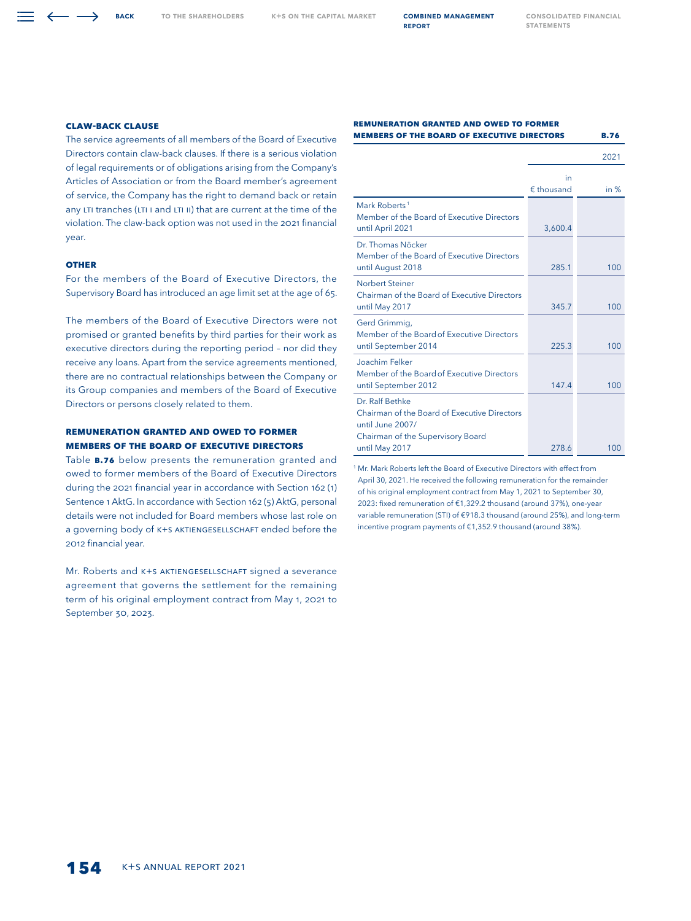### CLAW-BACK CLAUSE

The service agreements of all members of the Board of Executive Directors contain claw-back clauses. If there is a serious violation of legal requirements or of obligations arising from the Company's Articles of Association or from the Board member's agreement of service, the Company has the right to demand back or retain any LTI tranches (LTI I and LTI II) that are current at the time of the violation. The claw-back option was not used in the 2021 financial year.

### OTHER

For the members of the Board of Executive Directors, the Supervisory Board has introduced an age limit set at the age of 65.

The members of the Board of Executive Directors were not promised or granted benefits by third parties for their work as executive directors during the reporting period – nor did they receive any loans. Apart from the service agreements mentioned, there are no contractual relationships between the Company or its Group companies and members of the Board of Executive Directors or persons closely related to them.

### REMUNERATION GRANTED AND OWED TO FORMER MEMBERS OF THE BOARD OF EXECUTIVE DIRECTORS

Table **B.76** below presents the remuneration granted and owed to former members of the Board of Executive Directors during the 2021 financial year in accordance with Section 162 (1) Sentence 1 AktG. In accordance with Section 162 (5) AktG, personal details were not included for Board members whose last role on a governing body of K+S AKTIENGESELLSCHAFT ended before the 2012 financial year.

Mr. Roberts and K+S AKTIENGESELLSCHAFT signed a severance agreement that governs the settlement for the remaining term of his original employment contract from May 1, 2021 to September 30, 2023.

**REMUNERATION GRANTED AND OWED TO FORMER MEMBERS OF THE BOARD OF EXECUTIVE DIRECTORS — B.76**

| | 2021 | |
|---|---|---|
| | in € thousand | in % |
| Mark Roberts[1] Member of the Board of Executive Directors until April 2021 | 3,600.4 | |
| Dr. Thomas Nöcker Member of the Board of Executive Directors until August 2018 | 285.1 | 100 |
| Norbert Steiner Chairman of the Board of Executive Directors until May 2017 | 345.7 | 100 |
| Gerd Grimmig, Member of the Board of Executive Directors until September 2014 | 225.3 | 100 |
| Joachim Felker Member of the Board of Executive Directors until September 2012 | 147.4 | 100 |
| Dr. Ralf Bethke Chairman of the Board of Executive Directors until June 2007/ Chairman of the Supervisory Board until May 2017 | 278.6 | 100 |

[1] Mr. Mark Roberts left the Board of Executive Directors with effect from April 30, 2021. He received the following remuneration for the remainder of his original employment contract from May 1, 2021 to September 30, 2023: fixed remuneration of €1,329.2 thousand (around 37%), one-year variable remuneration (STI) of €918.3 thousand (around 25%), and long-term incentive program payments of €1,352.9 thousand (around 38%).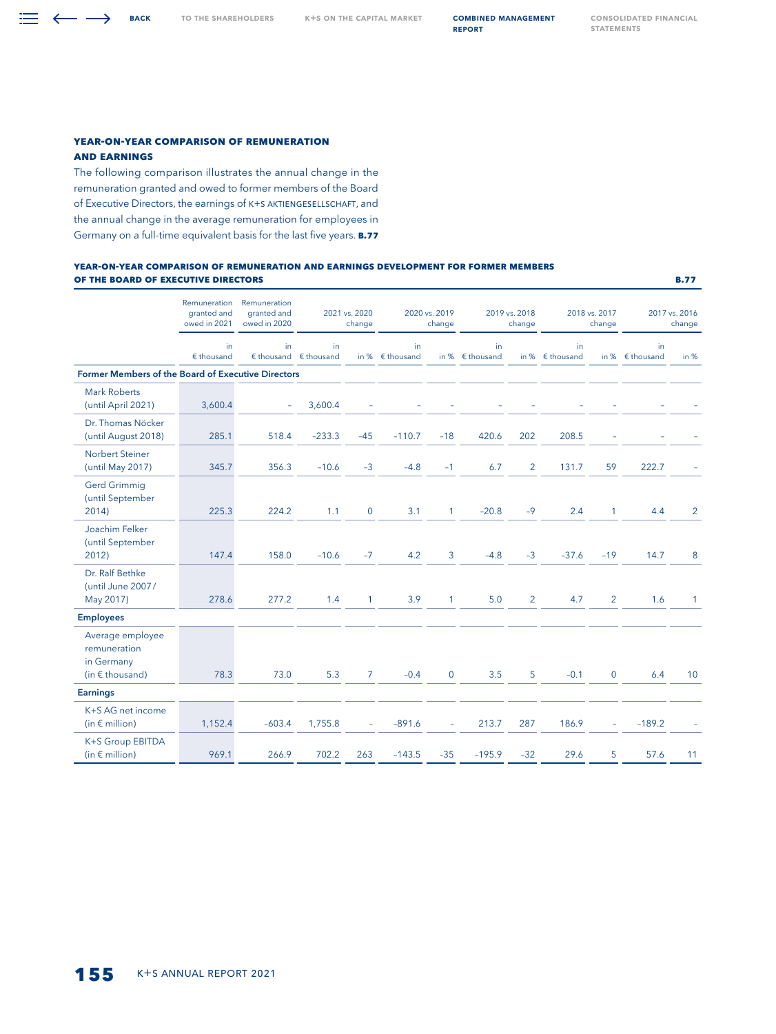### YEAR-ON-YEAR COMPARISON OF REMUNERATION AND EARNINGS

The following comparison illustrates the annual change in the remuneration granted and owed to former members of the Board of Executive Directors, the earnings of K+S AKTIENGESELLSCHAFT, and the annual change in the average remuneration for employees in Germany on a full-time equivalent basis for the last five years. **B.77**

**YEAR-ON-YEAR COMPARISON OF REMUNERATION AND EARNINGS DEVELOPMENT FOR FORMER MEMBERS OF THE BOARD OF EXECUTIVE DIRECTORS** **B.77**

| | Remuneration granted and owed in 2021 | Remuneration granted and owed in 2020 | 2021 vs. 2020 change | | 2020 vs. 2019 change | | 2019 vs. 2018 change | | 2018 vs. 2017 change | | 2017 vs. 2016 change | |
|---|---|---|---|---|---|---|---|---|---|---|---|---|
| | in € thousand | in € thousand | in € thousand | in % | in € thousand | in % | in € thousand | in % | in € thousand | in % | in € thousand | in % |
| **Former Members of the Board of Executive Directors** | | | | | | | | | | | | |
| Mark Roberts (until April 2021) | 3,600.4 | – | 3,600.4 | – | – | – | – | – | – | – | – | – |
| Dr. Thomas Nöcker (until August 2018) | 285.1 | 518.4 | –233.3 | –45 | –110.7 | –18 | 420.6 | 202 | 208.5 | – | – | – |
| Norbert Steiner (until May 2017) | 345.7 | 356.3 | –10.6 | –3 | –4.8 | –1 | 6.7 | 2 | 131.7 | 59 | 222.7 | – |
| Gerd Grimmig (until September 2014) | 225.3 | 224.2 | 1.1 | 0 | 3.1 | 1 | –20.8 | –9 | 2.4 | 1 | 4.4 | 2 |
| Joachim Felker (until September 2012) | 147.4 | 158.0 | –10.6 | –7 | 4.2 | 3 | –4.8 | –3 | –37.6 | –19 | 14.7 | 8 |
| Dr. Ralf Bethke (until June 2007 / May 2017) | 278.6 | 277.2 | 1.4 | 1 | 3.9 | 1 | 5.0 | 2 | 4.7 | 2 | 1.6 | 1 |
| **Employees** | | | | | | | | | | | | |
| Average employee remuneration in Germany (in € thousand) | 78.3 | 73.0 | 5.3 | 7 | –0.4 | 0 | 3.5 | 5 | –0.1 | 0 | 6.4 | 10 |
| **Earnings** | | | | | | | | | | | | |
| K+S AG net income (in € million) | 1,152.4 | –603.4 | 1,755.8 | – | –891.6 | – | 213.7 | 287 | 186.9 | – | –189.2 | – |
| K+S Group EBITDA (in € million) | 969.1 | 266.9 | 702.2 | 263 | –143.5 | –35 | –195.9 | –32 | 29.6 | 5 | 57.6 | 11 |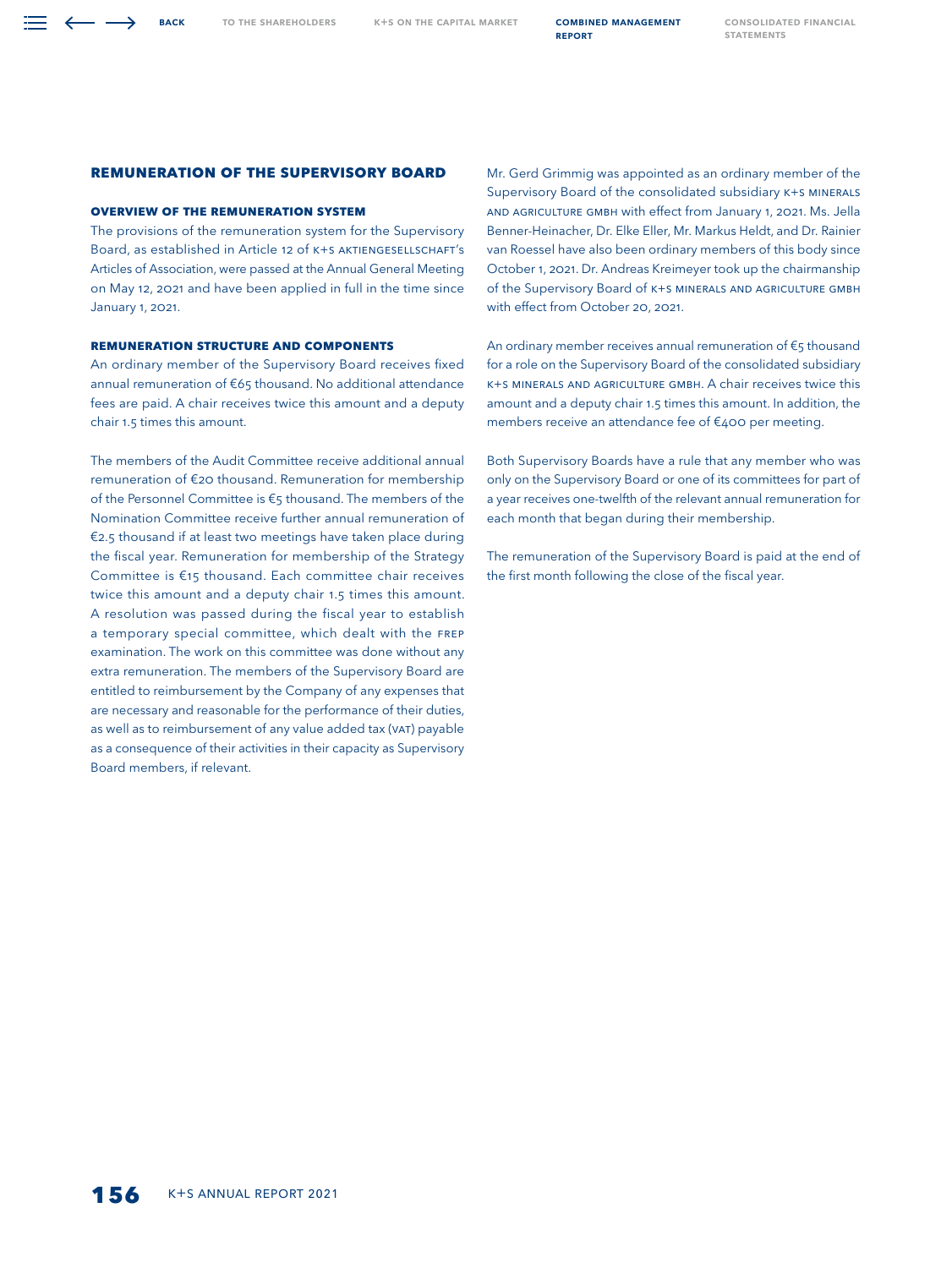## REMUNERATION OF THE SUPERVISORY BOARD

### OVERVIEW OF THE REMUNERATION SYSTEM

The provisions of the remuneration system for the Supervisory Board, as established in Article 12 of K+S AKTIENGESELLSCHAFT's Articles of Association, were passed at the Annual General Meeting on May 12, 2021 and have been applied in full in the time since January 1, 2021.

### REMUNERATION STRUCTURE AND COMPONENTS

An ordinary member of the Supervisory Board receives fixed annual remuneration of €65 thousand. No additional attendance fees are paid. A chair receives twice this amount and a deputy chair 1.5 times this amount.

The members of the Audit Committee receive additional annual remuneration of €20 thousand. Remuneration for membership of the Personnel Committee is €5 thousand. The members of the Nomination Committee receive further annual remuneration of €2.5 thousand if at least two meetings have taken place during the fiscal year. Remuneration for membership of the Strategy Committee is €15 thousand. Each committee chair receives twice this amount and a deputy chair 1.5 times this amount. A resolution was passed during the fiscal year to establish a temporary special committee, which dealt with the FREP examination. The work on this committee was done without any extra remuneration. The members of the Supervisory Board are entitled to reimbursement by the Company of any expenses that are necessary and reasonable for the performance of their duties, as well as to reimbursement of any value added tax (VAT) payable as a consequence of their activities in their capacity as Supervisory Board members, if relevant.

Mr. Gerd Grimmig was appointed as an ordinary member of the Supervisory Board of the consolidated subsidiary K+S MINERALS AND AGRICULTURE GMBH with effect from January 1, 2021. Ms. Jella Benner-Heinacher, Dr. Elke Eller, Mr. Markus Heldt, and Dr. Rainier van Roessel have also been ordinary members of this body since October 1, 2021. Dr. Andreas Kreimeyer took up the chairmanship of the Supervisory Board of K+S MINERALS AND AGRICULTURE GMBH with effect from October 20, 2021.

An ordinary member receives annual remuneration of €5 thousand for a role on the Supervisory Board of the consolidated subsidiary K+S MINERALS AND AGRICULTURE GMBH. A chair receives twice this amount and a deputy chair 1.5 times this amount. In addition, the members receive an attendance fee of €400 per meeting.

Both Supervisory Boards have a rule that any member who was only on the Supervisory Board or one of its committees for part of a year receives one-twelfth of the relevant annual remuneration for each month that began during their membership.

The remuneration of the Supervisory Board is paid at the end of the first month following the close of the fiscal year.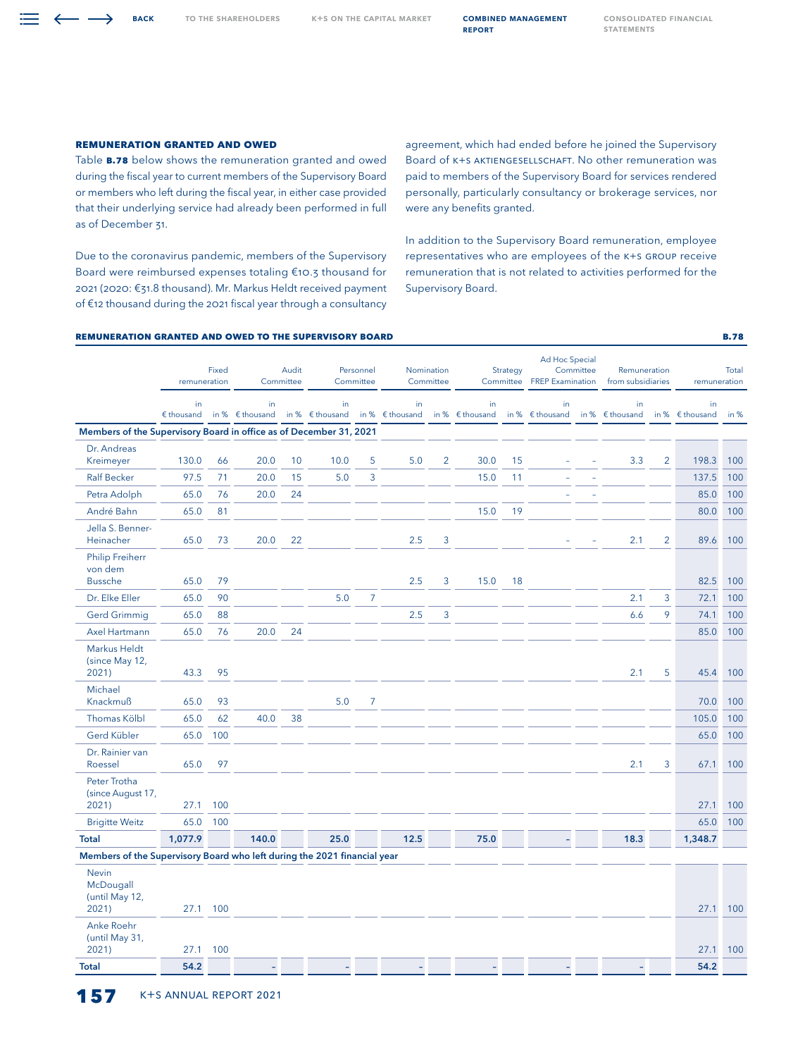### REMUNERATION GRANTED AND OWED

Table **B.78** below shows the remuneration granted and owed during the fiscal year to current members of the Supervisory Board or members who left during the fiscal year, in either case provided that their underlying service had already been performed in full as of December 31.

Due to the coronavirus pandemic, members of the Supervisory Board were reimbursed expenses totaling €10.3 thousand for 2021 (2020: €31.8 thousand). Mr. Markus Heldt received payment of €12 thousand during the 2021 fiscal year through a consultancy agreement, which had ended before he joined the Supervisory Board of K+S AKTIENGESELLSCHAFT. No other remuneration was paid to members of the Supervisory Board for services rendered personally, particularly consultancy or brokerage services, nor were any benefits granted.

In addition to the Supervisory Board remuneration, employee representatives who are employees of the K+S GROUP receive remuneration that is not related to activities performed for the Supervisory Board.

**REMUNERATION GRANTED AND OWED TO THE SUPERVISORY BOARD** **B.78**

| | Fixed remuneration | | Audit Committee | | Personnel Committee | | Nomination Committee | | Strategy Committee | | Ad Hoc Special Committee FREP Examination | | Remuneration from subsidiaries | | Total remuneration | |
|---|---|---|---|---|---|---|---|---|---|---|---|---|---|---|---|---|
| | in € thousand | in % | in € thousand | in % | in € thousand | in % | in € thousand | in % | in € thousand | in % | in € thousand | in % | in € thousand | in % | in € thousand | in % |
| **Members of the Supervisory Board in office as of December 31, 2021** | | | | | | | | | | | | | | | | |
| Dr. Andreas Kreimeyer | 130.0 | 66 | 20.0 | 10 | 10.0 | 5 | 5.0 | 2 | 30.0 | 15 | – | – | 3.3 | 2 | 198.3 | 100 |
| Ralf Becker | 97.5 | 71 | 20.0 | 15 | 5.0 | 3 | | | 15.0 | 11 | – | – | | | 137.5 | 100 |
| Petra Adolph | 65.0 | 76 | 20.0 | 24 | | | | | | | – | – | | | 85.0 | 100 |
| André Bahn | 65.0 | 81 | | | | | | | 15.0 | 19 | | | | | 80.0 | 100 |
| Jella S. Benner-Heinacher | 65.0 | 73 | 20.0 | 22 | | | 2.5 | 3 | | | – | – | 2.1 | 2 | 89.6 | 100 |
| Philip Freiherr von dem Bussche | 65.0 | 79 | | | | | 2.5 | 3 | 15.0 | 18 | | | | | 82.5 | 100 |
| Dr. Elke Eller | 65.0 | 90 | | | 5.0 | 7 | | | | | | | 2.1 | 3 | 72.1 | 100 |
| Gerd Grimmig | 65.0 | 88 | | | | | 2.5 | 3 | | | | | 6.6 | 9 | 74.1 | 100 |
| Axel Hartmann | 65.0 | 76 | 20.0 | 24 | | | | | | | | | | | 85.0 | 100 |
| Markus Heldt (since May 12, 2021) | 43.3 | 95 | | | | | | | | | | | 2.1 | 5 | 45.4 | 100 |
| Michael Knackmuß | 65.0 | 93 | | | 5.0 | 7 | | | | | | | | | 70.0 | 100 |
| Thomas Kölbl | 65.0 | 62 | 40.0 | 38 | | | | | | | | | | | 105.0 | 100 |
| Gerd Kübler | 65.0 | 100 | | | | | | | | | | | | | 65.0 | 100 |
| Dr. Rainier van Roessel | 65.0 | 97 | | | | | | | | | | | 2.1 | 3 | 67.1 | 100 |
| Peter Trotha (since August 17, 2021) | 27.1 | 100 | | | | | | | | | | | | | 27.1 | 100 |
| Brigitte Weitz | 65.0 | 100 | | | | | | | | | | | | | 65.0 | 100 |
| **Total** | **1,077.9** | | **140.0** | | **25.0** | | **12.5** | | **75.0** | | **–** | | **18.3** | | **1,348.7** | |
| **Members of the Supervisory Board who left during the 2021 financial year** | | | | | | | | | | | | | | | | |
| Nevin McDougall (until May 12, 2021) | 27.1 | 100 | | | | | | | | | | | | | 27.1 | 100 |
| Anke Roehr (until May 31, 2021) | 27.1 | 100 | | | | | | | | | | | | | 27.1 | 100 |
| **Total** | **54.2** | | **–** | | **–** | | **–** | | **–** | | **–** | | **–** | | **54.2** | |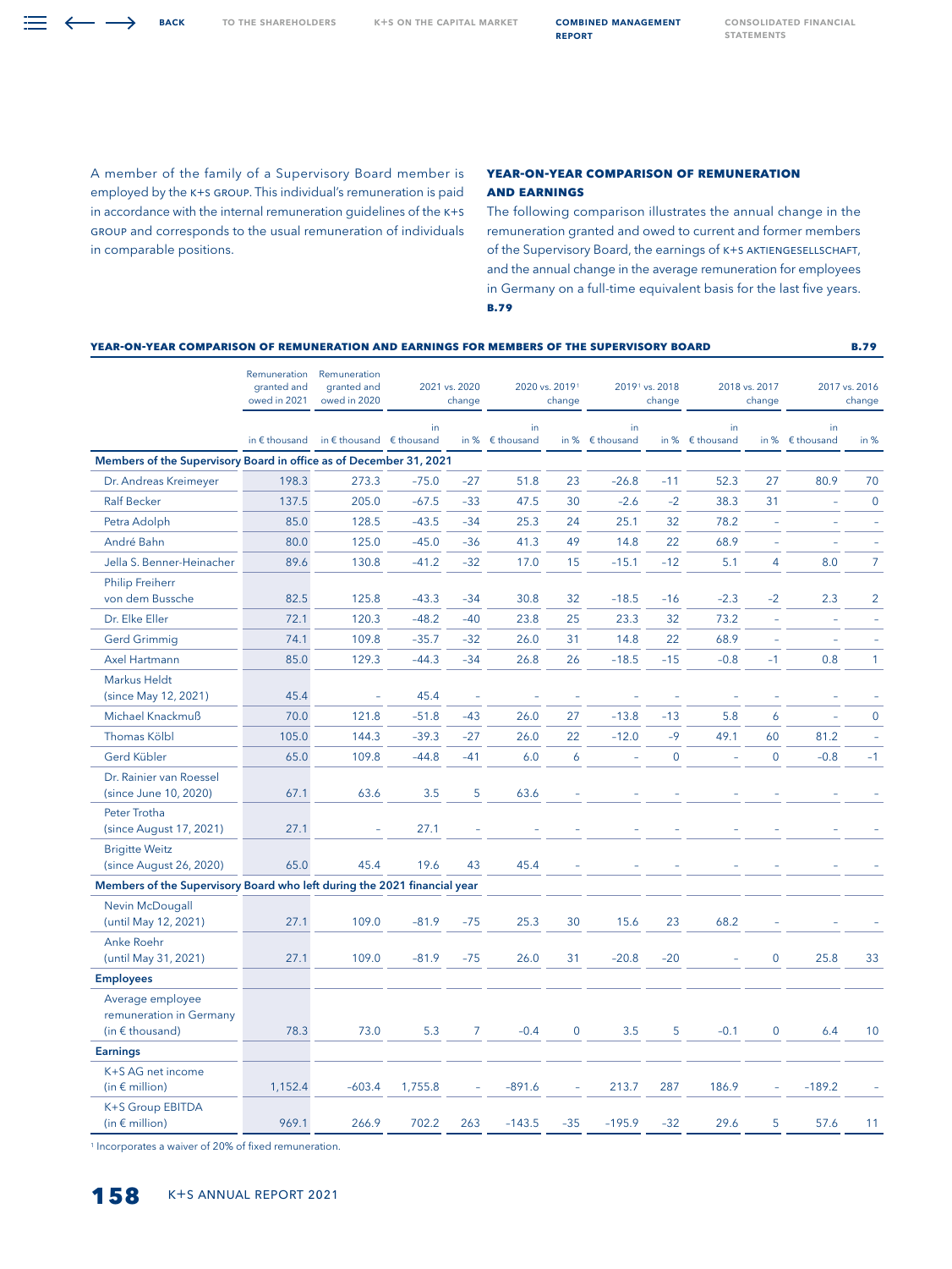A member of the family of a Supervisory Board member is employed by the K+S GROUP. This individual's remuneration is paid in accordance with the internal remuneration guidelines of the K+S GROUP and corresponds to the usual remuneration of individuals in comparable positions.

### YEAR-ON-YEAR COMPARISON OF REMUNERATION AND EARNINGS

The following comparison illustrates the annual change in the remuneration granted and owed to current and former members of the Supervisory Board, the earnings of K+S AKTIENGESELLSCHAFT, and the annual change in the average remuneration for employees in Germany on a full-time equivalent basis for the last five years. **B.79**

**YEAR-ON-YEAR COMPARISON OF REMUNERATION AND EARNINGS FOR MEMBERS OF THE SUPERVISORY BOARD** **B.79**

| | Remuneration granted and owed in 2021 | Remuneration granted and owed in 2020 | 2021 vs. 2020 change | | 2020 vs. 2019[1] change | | 2019[1] vs. 2018 change | | 2018 vs. 2017 change | | 2017 vs. 2016 change | |
|---|---|---|---|---|---|---|---|---|---|---|---|---|
| | in € thousand | in € thousand | in € thousand | in % | in € thousand | in % | in € thousand | in % | in € thousand | in % | in € thousand | in % |
| **Members of the Supervisory Board in office as of December 31, 2021** | | | | | | | | | | | | |
| Dr. Andreas Kreimeyer | 198.3 | 273.3 | -75.0 | -27 | 51.8 | 23 | -26.8 | -11 | 52.3 | 27 | 80.9 | 70 |
| Ralf Becker | 137.5 | 205.0 | -67.5 | -33 | 47.5 | 30 | -2.6 | -2 | 38.3 | 31 | – | 0 |
| Petra Adolph | 85.0 | 128.5 | -43.5 | -34 | 25.3 | 24 | 25.1 | 32 | 78.2 | – | – | – |
| André Bahn | 80.0 | 125.0 | -45.0 | -36 | 41.3 | 49 | 14.8 | 22 | 68.9 | – | – | – |
| Jella S. Benner-Heinacher | 89.6 | 130.8 | -41.2 | -32 | 17.0 | 15 | -15.1 | -12 | 5.1 | 4 | 8.0 | 7 |
| Philip Freiherr von dem Bussche | 82.5 | 125.8 | -43.3 | -34 | 30.8 | 32 | -18.5 | -16 | -2.3 | -2 | 2.3 | 2 |
| Dr. Elke Eller | 72.1 | 120.3 | -48.2 | -40 | 23.8 | 25 | 23.3 | 32 | 73.2 | – | – | – |
| Gerd Grimmig | 74.1 | 109.8 | -35.7 | -32 | 26.0 | 31 | 14.8 | 22 | 68.9 | – | – | – |
| Axel Hartmann | 85.0 | 129.3 | -44.3 | -34 | 26.8 | 26 | -18.5 | -15 | -0.8 | -1 | 0.8 | 1 |
| Markus Heldt (since May 12, 2021) | 45.4 | – | 45.4 | – | – | – | – | – | – | – | – | – |
| Michael Knackmuß | 70.0 | 121.8 | -51.8 | -43 | 26.0 | 27 | -13.8 | -13 | 5.8 | 6 | – | 0 |
| Thomas Kölbl | 105.0 | 144.3 | -39.3 | -27 | 26.0 | 22 | -12.0 | -9 | 49.1 | 60 | 81.2 | – |
| Gerd Kübler | 65.0 | 109.8 | -44.8 | -41 | 6.0 | 6 | – | 0 | – | 0 | -0.8 | -1 |
| Dr. Rainier van Roessel (since June 10, 2020) | 67.1 | 63.6 | 3.5 | 5 | 63.6 | – | – | – | – | – | – | – |
| Peter Trotha (since August 17, 2021) | 27.1 | – | 27.1 | – | – | – | – | – | – | – | – | – |
| Brigitte Weitz (since August 26, 2020) | 65.0 | 45.4 | 19.6 | 43 | 45.4 | – | – | – | – | – | – | – |
| **Members of the Supervisory Board who left during the 2021 financial year** | | | | | | | | | | | | |
| Nevin McDougall (until May 12, 2021) | 27.1 | 109.0 | -81.9 | -75 | 25.3 | 30 | 15.6 | 23 | 68.2 | – | – | – |
| Anke Roehr (until May 31, 2021) | 27.1 | 109.0 | -81.9 | -75 | 26.0 | 31 | -20.8 | -20 | – | 0 | 25.8 | 33 |
| **Employees** | | | | | | | | | | | | |
| Average employee remuneration in Germany (in € thousand) | 78.3 | 73.0 | 5.3 | 7 | -0.4 | 0 | 3.5 | 5 | -0.1 | 0 | 6.4 | 10 |
| **Earnings** | | | | | | | | | | | | |
| K+S AG net income (in € million) | 1,152.4 | -603.4 | 1,755.8 | – | -891.6 | – | 213.7 | 287 | 186.9 | – | -189.2 | – |
| K+S Group EBITDA (in € million) | 969.1 | 266.9 | 702.2 | 263 | -143.5 | -35 | -195.9 | -32 | 29.6 | 5 | 57.6 | 11 |

[1] Incorporates a waiver of 20% of fixed remuneration.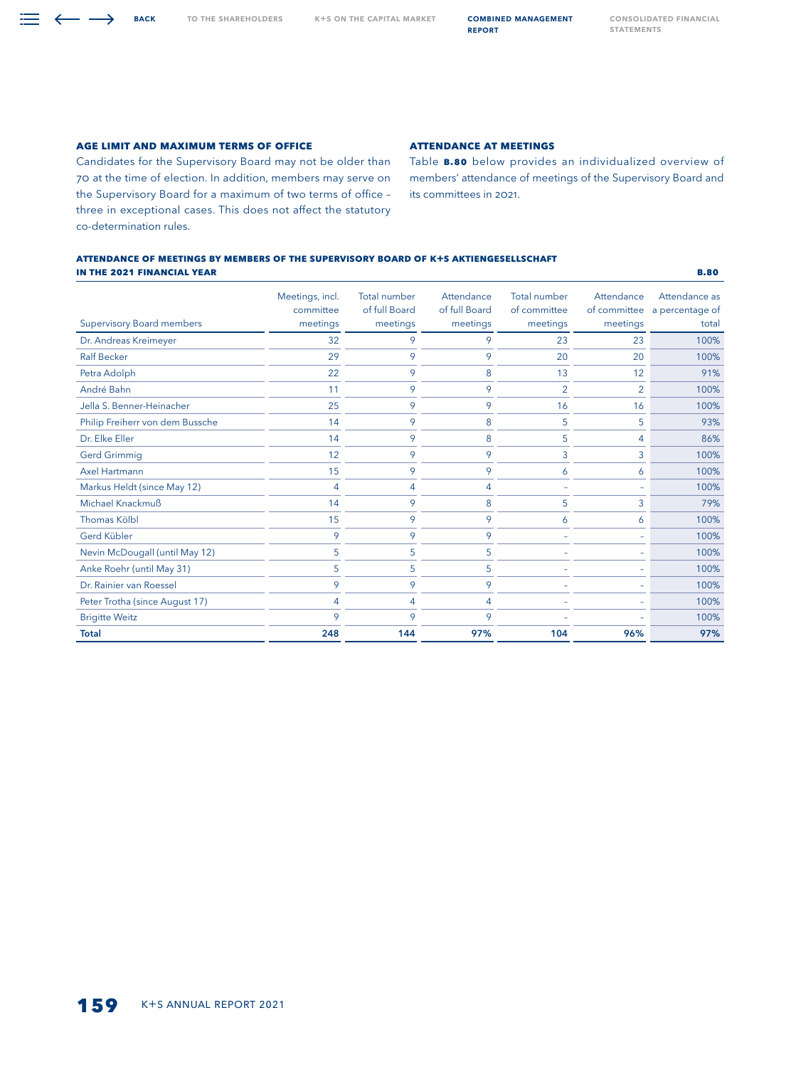### AGE LIMIT AND MAXIMUM TERMS OF OFFICE

Candidates for the Supervisory Board may not be older than 70 at the time of election. In addition, members may serve on the Supervisory Board for a maximum of two terms of office – three in exceptional cases. This does not affect the statutory co-determination rules.

### ATTENDANCE AT MEETINGS

Table **B.80** below provides an individualized overview of members' attendance of meetings of the Supervisory Board and its committees in 2021.

**ATTENDANCE OF MEETINGS BY MEMBERS OF THE SUPERVISORY BOARD OF K+S AKTIENGESELLSCHAFT IN THE 2021 FINANCIAL YEAR** **B.80**

| Supervisory Board members | Meetings, incl. committee meetings | Total number of full Board meetings | Attendance of full Board meetings | Total number of committee meetings | Attendance of committee meetings | Attendance as a percentage of total |
|---|---|---|---|---|---|---|
| Dr. Andreas Kreimeyer | 32 | 9 | 9 | 23 | 23 | 100% |
| Ralf Becker | 29 | 9 | 9 | 20 | 20 | 100% |
| Petra Adolph | 22 | 9 | 8 | 13 | 12 | 91% |
| André Bahn | 11 | 9 | 9 | 2 | 2 | 100% |
| Jella S. Benner-Heinacher | 25 | 9 | 9 | 16 | 16 | 100% |
| Philip Freiherr von dem Bussche | 14 | 9 | 8 | 5 | 5 | 93% |
| Dr. Elke Eller | 14 | 9 | 8 | 5 | 4 | 86% |
| Gerd Grimmig | 12 | 9 | 9 | 3 | 3 | 100% |
| Axel Hartmann | 15 | 9 | 9 | 6 | 6 | 100% |
| Markus Heldt (since May 12) | 4 | 4 | 4 | – | – | 100% |
| Michael Knackmuß | 14 | 9 | 8 | 5 | 3 | 79% |
| Thomas Kölbl | 15 | 9 | 9 | 6 | 6 | 100% |
| Gerd Kübler | 9 | 9 | 9 | – | – | 100% |
| Nevin McDougall (until May 12) | 5 | 5 | 5 | – | – | 100% |
| Anke Roehr (until May 31) | 5 | 5 | 5 | – | – | 100% |
| Dr. Rainier van Roessel | 9 | 9 | 9 | – | – | 100% |
| Peter Trotha (since August 17) | 4 | 4 | 4 | – | – | 100% |
| Brigitte Weitz | 9 | 9 | 9 | – | – | 100% |
| **Total** | **248** | **144** | **97%** | **104** | **96%** | **97%** |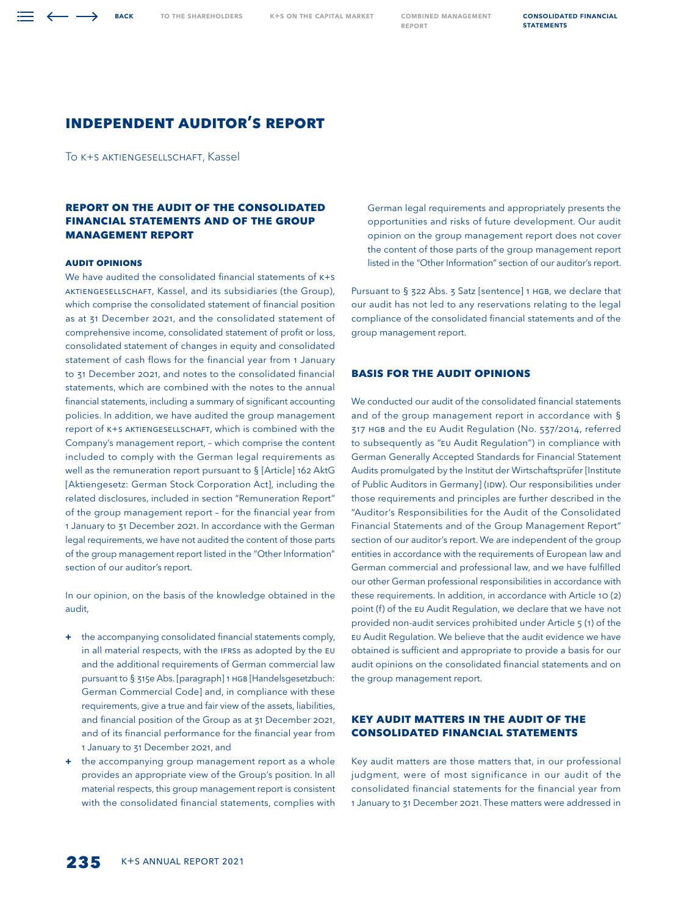# INDEPENDENT AUDITOR'S REPORT

To K+S AKTIENGESELLSCHAFT, Kassel

## REPORT ON THE AUDIT OF THE CONSOLIDATED FINANCIAL STATEMENTS AND OF THE GROUP MANAGEMENT REPORT

### AUDIT OPINIONS

We have audited the consolidated financial statements of K+S AKTIENGESELLSCHAFT, Kassel, and its subsidiaries (the Group), which comprise the consolidated statement of financial position as at 31 December 2021, and the consolidated statement of comprehensive income, consolidated statement of profit or loss, consolidated statement of changes in equity and consolidated statement of cash flows for the financial year from 1 January to 31 December 2021, and notes to the consolidated financial statements, which are combined with the notes to the annual financial statements, including a summary of significant accounting policies. In addition, we have audited the group management report of K+S AKTIENGESELLSCHAFT, which is combined with the Company's management report, – which comprise the content included to comply with the German legal requirements as well as the remuneration report pursuant to § [Article] 162 AktG [Aktiengesetz: German Stock Corporation Act], including the related disclosures, included in section "Remuneration Report" of the group management report – for the financial year from 1 January to 31 December 2021. In accordance with the German legal requirements, we have not audited the content of those parts of the group management report listed in the "Other Information" section of our auditor's report.

In our opinion, on the basis of the knowledge obtained in the audit,

+ the accompanying consolidated financial statements comply, in all material respects, with the IFRSs as adopted by the EU and the additional requirements of German commercial law pursuant to § 315e Abs. [paragraph] 1 HGB [Handelsgesetzbuch: German Commercial Code] and, in compliance with these requirements, give a true and fair view of the assets, liabilities, and financial position of the Group as at 31 December 2021, and of its financial performance for the financial year from 1 January to 31 December 2021, and
+ the accompanying group management report as a whole provides an appropriate view of the Group's position. In all material respects, this group management report is consistent with the consolidated financial statements, complies with German legal requirements and appropriately presents the opportunities and risks of future development. Our audit opinion on the group management report does not cover the content of those parts of the group management report listed in the "Other Information" section of our auditor's report.

Pursuant to § 322 Abs. 3 Satz [sentence] 1 HGB, we declare that our audit has not led to any reservations relating to the legal compliance of the consolidated financial statements and of the group management report.

### BASIS FOR THE AUDIT OPINIONS

We conducted our audit of the consolidated financial statements and of the group management report in accordance with § 317 HGB and the EU Audit Regulation (No. 537/2014, referred to subsequently as "EU Audit Regulation") in compliance with German Generally Accepted Standards for Financial Statement Audits promulgated by the Institut der Wirtschaftsprüfer [Institute of Public Auditors in Germany] (IDW). Our responsibilities under those requirements and principles are further described in the "Auditor's Responsibilities for the Audit of the Consolidated Financial Statements and of the Group Management Report" section of our auditor's report. We are independent of the group entities in accordance with the requirements of European law and German commercial and professional law, and we have fulfilled our other German professional responsibilities in accordance with these requirements. In addition, in accordance with Article 10 (2) point (f) of the EU Audit Regulation, we declare that we have not provided non-audit services prohibited under Article 5 (1) of the EU Audit Regulation. We believe that the audit evidence we have obtained is sufficient and appropriate to provide a basis for our audit opinions on the consolidated financial statements and on the group management report.

### KEY AUDIT MATTERS IN THE AUDIT OF THE CONSOLIDATED FINANCIAL STATEMENTS

Key audit matters are those matters that, in our professional judgment, were of most significance in our audit of the consolidated financial statements for the financial year from 1 January to 31 December 2021. These matters were addressed in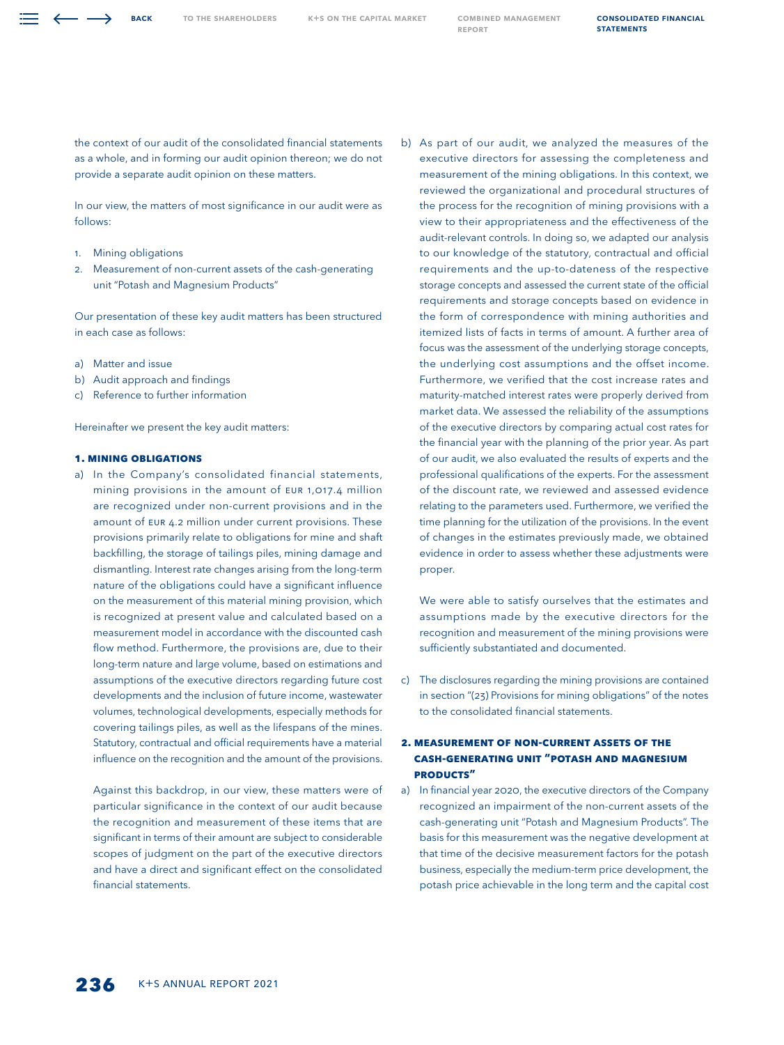the context of our audit of the consolidated financial statements as a whole, and in forming our audit opinion thereon; we do not provide a separate audit opinion on these matters.

In our view, the matters of most significance in our audit were as follows:

1. Mining obligations
2. Measurement of non-current assets of the cash-generating unit "Potash and Magnesium Products"

Our presentation of these key audit matters has been structured in each case as follows:

a) Matter and issue
b) Audit approach and findings
c) Reference to further information

Hereinafter we present the key audit matters:

#### 1. MINING OBLIGATIONS

a) In the Company's consolidated financial statements, mining provisions in the amount of EUR 1,017.4 million are recognized under non-current provisions and in the amount of EUR 4.2 million under current provisions. These provisions primarily relate to obligations for mine and shaft backfilling, the storage of tailings piles, mining damage and dismantling. Interest rate changes arising from the long-term nature of the obligations could have a significant influence on the measurement of this material mining provision, which is recognized at present value and calculated based on a measurement model in accordance with the discounted cash flow method. Furthermore, the provisions are, due to their long-term nature and large volume, based on estimations and assumptions of the executive directors regarding future cost developments and the inclusion of future income, wastewater volumes, technological developments, especially methods for covering tailings piles, as well as the lifespans of the mines. Statutory, contractual and official requirements have a material influence on the recognition and the amount of the provisions.

   Against this backdrop, in our view, these matters were of particular significance in the context of our audit because the recognition and measurement of these items that are significant in terms of their amount are subject to considerable scopes of judgment on the part of the executive directors and have a direct and significant effect on the consolidated financial statements.

b) As part of our audit, we analyzed the measures of the executive directors for assessing the completeness and measurement of the mining obligations. In this context, we reviewed the organizational and procedural structures of the process for the recognition of mining provisions with a view to their appropriateness and the effectiveness of the audit-relevant controls. In doing so, we adapted our analysis to our knowledge of the statutory, contractual and official requirements and the up-to-dateness of the respective storage concepts and assessed the current state of the official requirements and storage concepts based on evidence in the form of correspondence with mining authorities and itemized lists of facts in terms of amount. A further area of focus was the assessment of the underlying storage concepts, the underlying cost assumptions and the offset income. Furthermore, we verified that the cost increase rates and maturity-matched interest rates were properly derived from market data. We assessed the reliability of the assumptions of the executive directors by comparing actual cost rates for the financial year with the planning of the prior year. As part of our audit, we also evaluated the results of experts and the professional qualifications of the experts. For the assessment of the discount rate, we reviewed and assessed evidence relating to the parameters used. Furthermore, we verified the time planning for the utilization of the provisions. In the event of changes in the estimates previously made, we obtained evidence in order to assess whether these adjustments were proper.

   We were able to satisfy ourselves that the estimates and assumptions made by the executive directors for the recognition and measurement of the mining provisions were sufficiently substantiated and documented.

c) The disclosures regarding the mining provisions are contained in section "(23) Provisions for mining obligations" of the notes to the consolidated financial statements.

#### 2. MEASUREMENT OF NON-CURRENT ASSETS OF THE CASH-GENERATING UNIT "POTASH AND MAGNESIUM PRODUCTS"

a) In financial year 2020, the executive directors of the Company recognized an impairment of the non-current assets of the cash-generating unit "Potash and Magnesium Products". The basis for this measurement was the negative development at that time of the decisive measurement factors for the potash business, especially the medium-term price development, the potash price achievable in the long term and the capital cost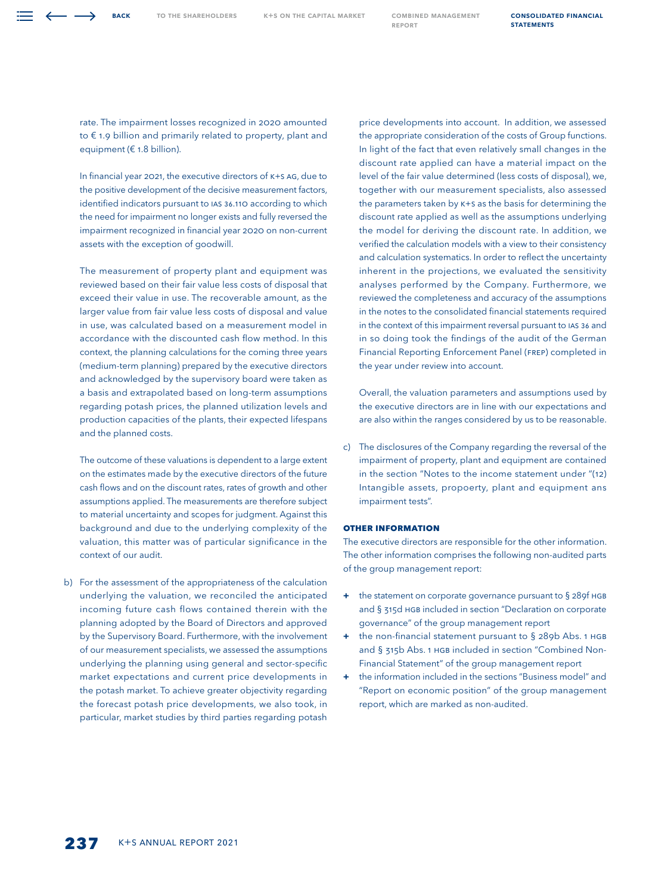rate. The impairment losses recognized in 2020 amounted to € 1.9 billion and primarily related to property, plant and equipment (€ 1.8 billion).

In financial year 2021, the executive directors of K+S AG, due to the positive development of the decisive measurement factors, identified indicators pursuant to IAS 36.110 according to which the need for impairment no longer exists and fully reversed the impairment recognized in financial year 2020 on non-current assets with the exception of goodwill.

The measurement of property plant and equipment was reviewed based on their fair value less costs of disposal that exceed their value in use. The recoverable amount, as the larger value from fair value less costs of disposal and value in use, was calculated based on a measurement model in accordance with the discounted cash flow method. In this context, the planning calculations for the coming three years (medium-term planning) prepared by the executive directors and acknowledged by the supervisory board were taken as a basis and extrapolated based on long-term assumptions regarding potash prices, the planned utilization levels and production capacities of the plants, their expected lifespans and the planned costs.

The outcome of these valuations is dependent to a large extent on the estimates made by the executive directors of the future cash flows and on the discount rates, rates of growth and other assumptions applied. The measurements are therefore subject to material uncertainty and scopes for judgment. Against this background and due to the underlying complexity of the valuation, this matter was of particular significance in the context of our audit.

b) For the assessment of the appropriateness of the calculation underlying the valuation, we reconciled the anticipated incoming future cash flows contained therein with the planning adopted by the Board of Directors and approved by the Supervisory Board. Furthermore, with the involvement of our measurement specialists, we assessed the assumptions underlying the planning using general and sector-specific market expectations and current price developments in the potash market. To achieve greater objectivity regarding the forecast potash price developments, we also took, in particular, market studies by third parties regarding potash price developments into account. In addition, we assessed the appropriate consideration of the costs of Group functions. In light of the fact that even relatively small changes in the discount rate applied can have a material impact on the level of the fair value determined (less costs of disposal), we, together with our measurement specialists, also assessed the parameters taken by K+S as the basis for determining the discount rate applied as well as the assumptions underlying the model for deriving the discount rate. In addition, we verified the calculation models with a view to their consistency and calculation systematics. In order to reflect the uncertainty inherent in the projections, we evaluated the sensitivity analyses performed by the Company. Furthermore, we reviewed the completeness and accuracy of the assumptions in the notes to the consolidated financial statements required in the context of this impairment reversal pursuant to IAS 36 and in so doing took the findings of the audit of the German Financial Reporting Enforcement Panel (FREP) completed in the year under review into account.

Overall, the valuation parameters and assumptions used by the executive directors are in line with our expectations and are also within the ranges considered by us to be reasonable.

c) The disclosures of the Company regarding the reversal of the impairment of property, plant and equipment are contained in the section "Notes to the income statement under "(12) Intangible assets, propoerty, plant and equipment ans impairment tests".

**OTHER INFORMATION**

The executive directors are responsible for the other information. The other information comprises the following non-audited parts of the group management report:

+ the statement on corporate governance pursuant to § 289f HGB and § 315d HGB included in section "Declaration on corporate governance" of the group management report
+ the non-financial statement pursuant to § 289b Abs. 1 HGB and § 315b Abs. 1 HGB included in section "Combined Non-Financial Statement" of the group management report
+ the information included in the sections "Business model" and "Report on economic position" of the group management report, which are marked as non-audited.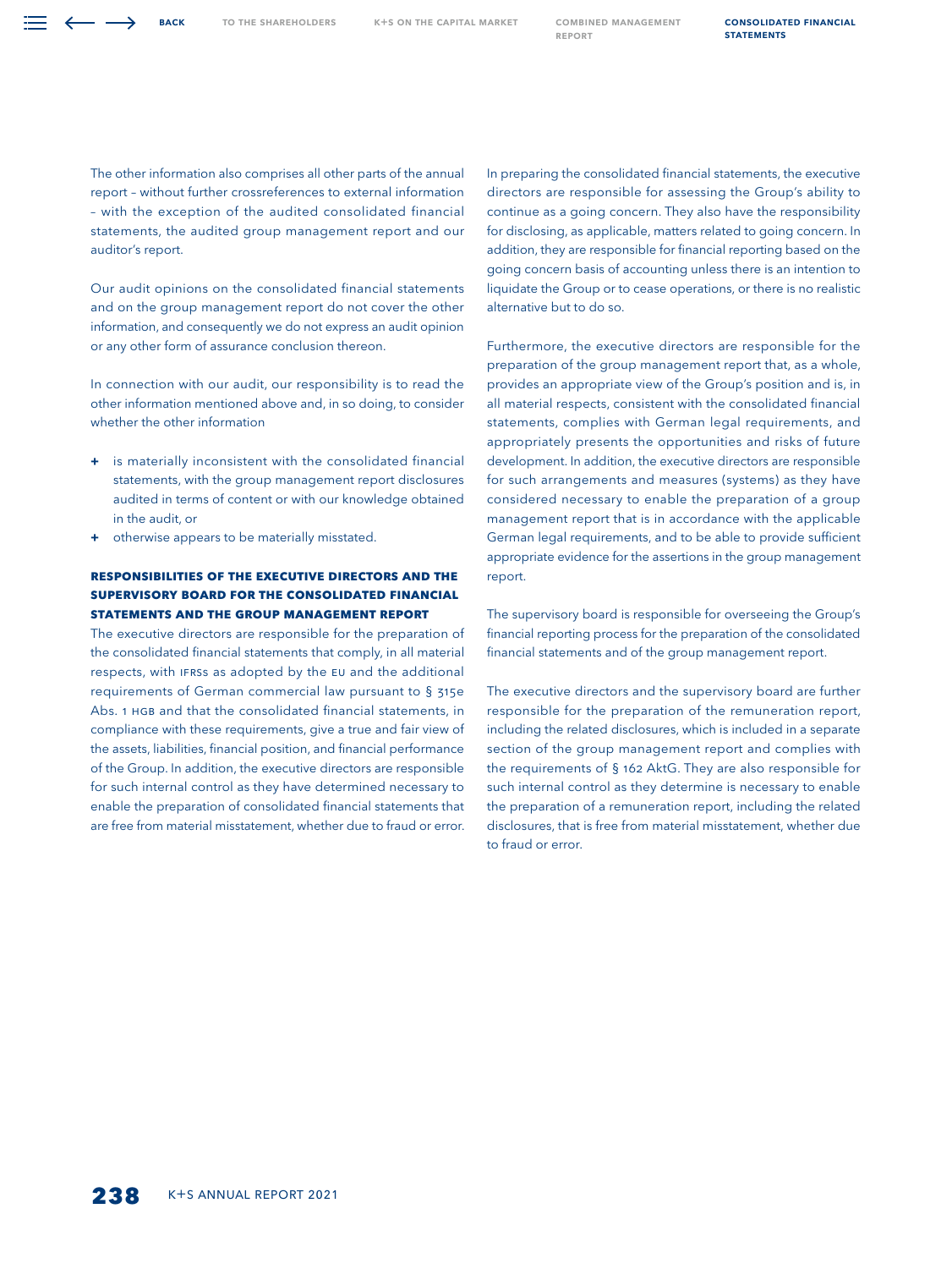The other information also comprises all other parts of the annual report – without further crossreferences to external information – with the exception of the audited consolidated financial statements, the audited group management report and our auditor's report.

Our audit opinions on the consolidated financial statements and on the group management report do not cover the other information, and consequently we do not express an audit opinion or any other form of assurance conclusion thereon.

In connection with our audit, our responsibility is to read the other information mentioned above and, in so doing, to consider whether the other information

+ is materially inconsistent with the consolidated financial statements, with the group management report disclosures audited in terms of content or with our knowledge obtained in the audit, or
+ otherwise appears to be materially misstated.

### RESPONSIBILITIES OF THE EXECUTIVE DIRECTORS AND THE SUPERVISORY BOARD FOR THE CONSOLIDATED FINANCIAL STATEMENTS AND THE GROUP MANAGEMENT REPORT

The executive directors are responsible for the preparation of the consolidated financial statements that comply, in all material respects, with IFRSs as adopted by the EU and the additional requirements of German commercial law pursuant to § 315e Abs. 1 HGB and that the consolidated financial statements, in compliance with these requirements, give a true and fair view of the assets, liabilities, financial position, and financial performance of the Group. In addition, the executive directors are responsible for such internal control as they have determined necessary to enable the preparation of consolidated financial statements that are free from material misstatement, whether due to fraud or error.

In preparing the consolidated financial statements, the executive directors are responsible for assessing the Group's ability to continue as a going concern. They also have the responsibility for disclosing, as applicable, matters related to going concern. In addition, they are responsible for financial reporting based on the going concern basis of accounting unless there is an intention to liquidate the Group or to cease operations, or there is no realistic alternative but to do so.

Furthermore, the executive directors are responsible for the preparation of the group management report that, as a whole, provides an appropriate view of the Group's position and is, in all material respects, consistent with the consolidated financial statements, complies with German legal requirements, and appropriately presents the opportunities and risks of future development. In addition, the executive directors are responsible for such arrangements and measures (systems) as they have considered necessary to enable the preparation of a group management report that is in accordance with the applicable German legal requirements, and to be able to provide sufficient appropriate evidence for the assertions in the group management report.

The supervisory board is responsible for overseeing the Group's financial reporting process for the preparation of the consolidated financial statements and of the group management report.

The executive directors and the supervisory board are further responsible for the preparation of the remuneration report, including the related disclosures, which is included in a separate section of the group management report and complies with the requirements of § 162 AktG. They are also responsible for such internal control as they determine is necessary to enable the preparation of a remuneration report, including the related disclosures, that is free from material misstatement, whether due to fraud or error.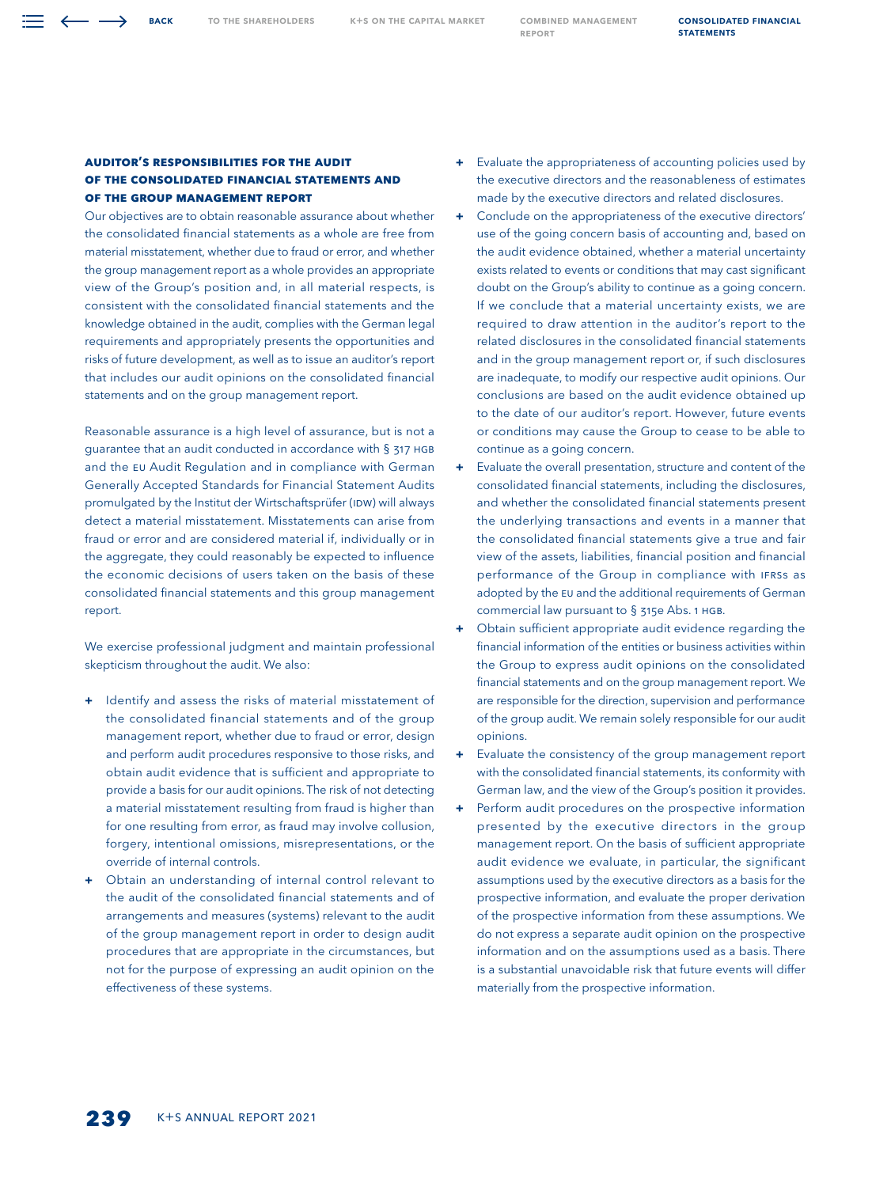### AUDITOR'S RESPONSIBILITIES FOR THE AUDIT OF THE CONSOLIDATED FINANCIAL STATEMENTS AND OF THE GROUP MANAGEMENT REPORT

Our objectives are to obtain reasonable assurance about whether the consolidated financial statements as a whole are free from material misstatement, whether due to fraud or error, and whether the group management report as a whole provides an appropriate view of the Group's position and, in all material respects, is consistent with the consolidated financial statements and the knowledge obtained in the audit, complies with the German legal requirements and appropriately presents the opportunities and risks of future development, as well as to issue an auditor's report that includes our audit opinions on the consolidated financial statements and on the group management report.

Reasonable assurance is a high level of assurance, but is not a guarantee that an audit conducted in accordance with § 317 HGB and the EU Audit Regulation and in compliance with German Generally Accepted Standards for Financial Statement Audits promulgated by the Institut der Wirtschaftsprüfer (IDW) will always detect a material misstatement. Misstatements can arise from fraud or error and are considered material if, individually or in the aggregate, they could reasonably be expected to influence the economic decisions of users taken on the basis of these consolidated financial statements and this group management report.

We exercise professional judgment and maintain professional skepticism throughout the audit. We also:

+ Identify and assess the risks of material misstatement of the consolidated financial statements and of the group management report, whether due to fraud or error, design and perform audit procedures responsive to those risks, and obtain audit evidence that is sufficient and appropriate to provide a basis for our audit opinions. The risk of not detecting a material misstatement resulting from fraud is higher than for one resulting from error, as fraud may involve collusion, forgery, intentional omissions, misrepresentations, or the override of internal controls.
+ Obtain an understanding of internal control relevant to the audit of the consolidated financial statements and of arrangements and measures (systems) relevant to the audit of the group management report in order to design audit procedures that are appropriate in the circumstances, but not for the purpose of expressing an audit opinion on the effectiveness of these systems.
+ Evaluate the appropriateness of accounting policies used by the executive directors and the reasonableness of estimates made by the executive directors and related disclosures.
+ Conclude on the appropriateness of the executive directors' use of the going concern basis of accounting and, based on the audit evidence obtained, whether a material uncertainty exists related to events or conditions that may cast significant doubt on the Group's ability to continue as a going concern. If we conclude that a material uncertainty exists, we are required to draw attention in the auditor's report to the related disclosures in the consolidated financial statements and in the group management report or, if such disclosures are inadequate, to modify our respective audit opinions. Our conclusions are based on the audit evidence obtained up to the date of our auditor's report. However, future events or conditions may cause the Group to cease to be able to continue as a going concern.
+ Evaluate the overall presentation, structure and content of the consolidated financial statements, including the disclosures, and whether the consolidated financial statements present the underlying transactions and events in a manner that the consolidated financial statements give a true and fair view of the assets, liabilities, financial position and financial performance of the Group in compliance with IFRSs as adopted by the EU and the additional requirements of German commercial law pursuant to § 315e Abs. 1 HGB.
+ Obtain sufficient appropriate audit evidence regarding the financial information of the entities or business activities within the Group to express audit opinions on the consolidated financial statements and on the group management report. We are responsible for the direction, supervision and performance of the group audit. We remain solely responsible for our audit opinions.
+ Evaluate the consistency of the group management report with the consolidated financial statements, its conformity with German law, and the view of the Group's position it provides.
+ Perform audit procedures on the prospective information presented by the executive directors in the group management report. On the basis of sufficient appropriate audit evidence we evaluate, in particular, the significant assumptions used by the executive directors as a basis for the prospective information, and evaluate the proper derivation of the prospective information from these assumptions. We do not express a separate audit opinion on the prospective information and on the assumptions used as a basis. There is a substantial unavoidable risk that future events will differ materially from the prospective information.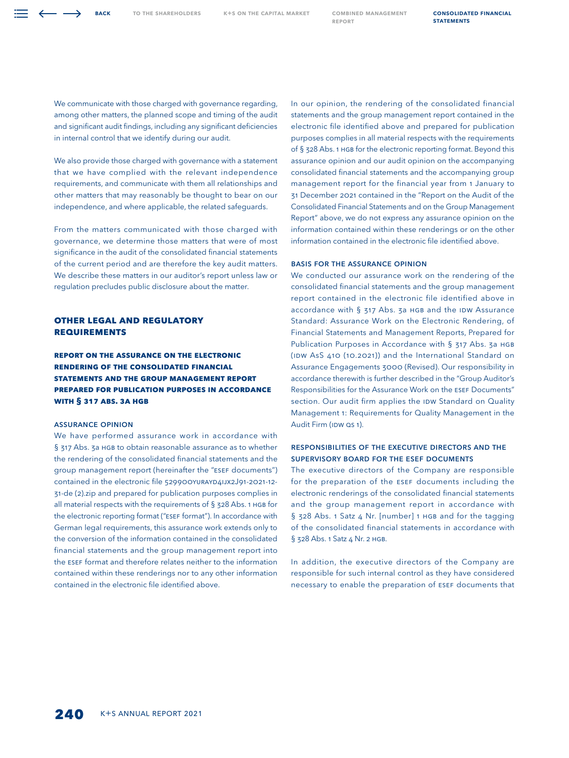We communicate with those charged with governance regarding, among other matters, the planned scope and timing of the audit and significant audit findings, including any significant deficiencies in internal control that we identify during our audit.

We also provide those charged with governance with a statement that we have complied with the relevant independence requirements, and communicate with them all relationships and other matters that may reasonably be thought to bear on our independence, and where applicable, the related safeguards.

From the matters communicated with those charged with governance, we determine those matters that were of most significance in the audit of the consolidated financial statements of the current period and are therefore the key audit matters. We describe these matters in our auditor's report unless law or regulation precludes public disclosure about the matter.

## OTHER LEGAL AND REGULATORY REQUIREMENTS

### REPORT ON THE ASSURANCE ON THE ELECTRONIC RENDERING OF THE CONSOLIDATED FINANCIAL STATEMENTS AND THE GROUP MANAGEMENT REPORT PREPARED FOR PUBLICATION PURPOSES IN ACCORDANCE WITH § 317 ABS. 3A HGB

#### ASSURANCE OPINION

We have performed assurance work in accordance with § 317 Abs. 3a HGB to obtain reasonable assurance as to whether the rendering of the consolidated financial statements and the group management report (hereinafter the "ESEF documents") contained in the electronic file 529900YURAYD4IJX2J91-2021-12-31-de (2).zip and prepared for publication purposes complies in all material respects with the requirements of § 328 Abs. 1 HGB for the electronic reporting format ("ESEF format"). In accordance with German legal requirements, this assurance work extends only to the conversion of the information contained in the consolidated financial statements and the group management report into the ESEF format and therefore relates neither to the information contained within these renderings nor to any other information contained in the electronic file identified above.

In our opinion, the rendering of the consolidated financial statements and the group management report contained in the electronic file identified above and prepared for publication purposes complies in all material respects with the requirements of § 328 Abs. 1 HGB for the electronic reporting format. Beyond this assurance opinion and our audit opinion on the accompanying consolidated financial statements and the accompanying group management report for the financial year from 1 January to 31 December 2021 contained in the "Report on the Audit of the Consolidated Financial Statements and on the Group Management Report" above, we do not express any assurance opinion on the information contained within these renderings or on the other information contained in the electronic file identified above.

#### BASIS FOR THE ASSURANCE OPINION

We conducted our assurance work on the rendering of the consolidated financial statements and the group management report contained in the electronic file identified above in accordance with § 317 Abs. 3a HGB and the IDW Assurance Standard: Assurance Work on the Electronic Rendering, of Financial Statements and Management Reports, Prepared for Publication Purposes in Accordance with § 317 Abs. 3a HGB (IDW AsS 410 (10.2021)) and the International Standard on Assurance Engagements 3000 (Revised). Our responsibility in accordance therewith is further described in the "Group Auditor's Responsibilities for the Assurance Work on the ESEF Documents" section. Our audit firm applies the IDW Standard on Quality Management 1: Requirements for Quality Management in the Audit Firm (IDW QS 1).

#### RESPONSIBILITIES OF THE EXECUTIVE DIRECTORS AND THE SUPERVISORY BOARD FOR THE ESEF DOCUMENTS

The executive directors of the Company are responsible for the preparation of the ESEF documents including the electronic renderings of the consolidated financial statements and the group management report in accordance with § 328 Abs. 1 Satz 4 Nr. [number] 1 HGB and for the tagging of the consolidated financial statements in accordance with § 328 Abs. 1 Satz 4 Nr. 2 HGB.

In addition, the executive directors of the Company are responsible for such internal control as they have considered necessary to enable the preparation of ESEF documents that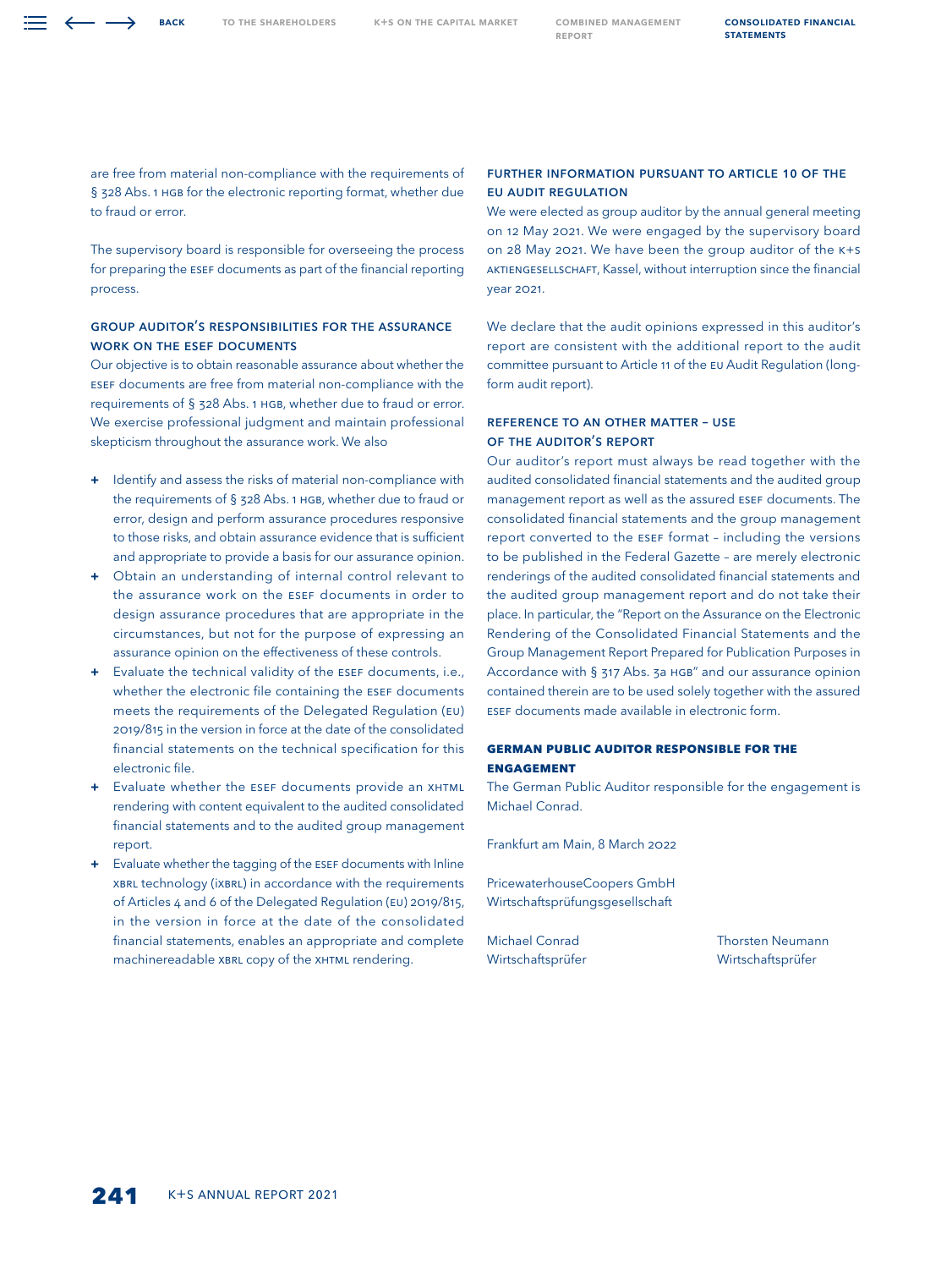are free from material non-compliance with the requirements of § 328 Abs. 1 HGB for the electronic reporting format, whether due to fraud or error.

The supervisory board is responsible for overseeing the process for preparing the ESEF documents as part of the financial reporting process.

### GROUP AUDITOR'S RESPONSIBILITIES FOR THE ASSURANCE WORK ON THE ESEF DOCUMENTS

Our objective is to obtain reasonable assurance about whether the ESEF documents are free from material non-compliance with the requirements of § 328 Abs. 1 HGB, whether due to fraud or error. We exercise professional judgment and maintain professional skepticism throughout the assurance work. We also

- Identify and assess the risks of material non-compliance with the requirements of § 328 Abs. 1 HGB, whether due to fraud or error, design and perform assurance procedures responsive to those risks, and obtain assurance evidence that is sufficient and appropriate to provide a basis for our assurance opinion.
- Obtain an understanding of internal control relevant to the assurance work on the ESEF documents in order to design assurance procedures that are appropriate in the circumstances, but not for the purpose of expressing an assurance opinion on the effectiveness of these controls.
- Evaluate the technical validity of the ESEF documents, i.e., whether the electronic file containing the ESEF documents meets the requirements of the Delegated Regulation (EU) 2019/815 in the version in force at the date of the consolidated financial statements on the technical specification for this electronic file.
- Evaluate whether the ESEF documents provide an XHTML rendering with content equivalent to the audited consolidated financial statements and to the audited group management report.
- Evaluate whether the tagging of the ESEF documents with Inline XBRL technology (iXBRL) in accordance with the requirements of Articles 4 and 6 of the Delegated Regulation (EU) 2019/815, in the version in force at the date of the consolidated financial statements, enables an appropriate and complete machinereadable XBRL copy of the XHTML rendering.

### FURTHER INFORMATION PURSUANT TO ARTICLE 10 OF THE EU AUDIT REGULATION

We were elected as group auditor by the annual general meeting on 12 May 2021. We were engaged by the supervisory board on 28 May 2021. We have been the group auditor of the K+S AKTIENGESELLSCHAFT, Kassel, without interruption since the financial year 2021.

We declare that the audit opinions expressed in this auditor's report are consistent with the additional report to the audit committee pursuant to Article 11 of the EU Audit Regulation (long-form audit report).

### REFERENCE TO AN OTHER MATTER – USE OF THE AUDITOR'S REPORT

Our auditor's report must always be read together with the audited consolidated financial statements and the audited group management report as well as the assured ESEF documents. The consolidated financial statements and the group management report converted to the ESEF format – including the versions to be published in the Federal Gazette – are merely electronic renderings of the audited consolidated financial statements and the audited group management report and do not take their place. In particular, the "Report on the Assurance on the Electronic Rendering of the Consolidated Financial Statements and the Group Management Report Prepared for Publication Purposes in Accordance with § 317 Abs. 3a HGB" and our assurance opinion contained therein are to be used solely together with the assured ESEF documents made available in electronic form.

### GERMAN PUBLIC AUDITOR RESPONSIBLE FOR THE ENGAGEMENT

The German Public Auditor responsible for the engagement is Michael Conrad.

Frankfurt am Main, 8 March 2022

PricewaterhouseCoopers GmbH
Wirtschaftsprüfungsgesellschaft

Michael Conrad
Wirtschaftsprüfer

Thorsten Neumann
Wirtschaftsprüfer